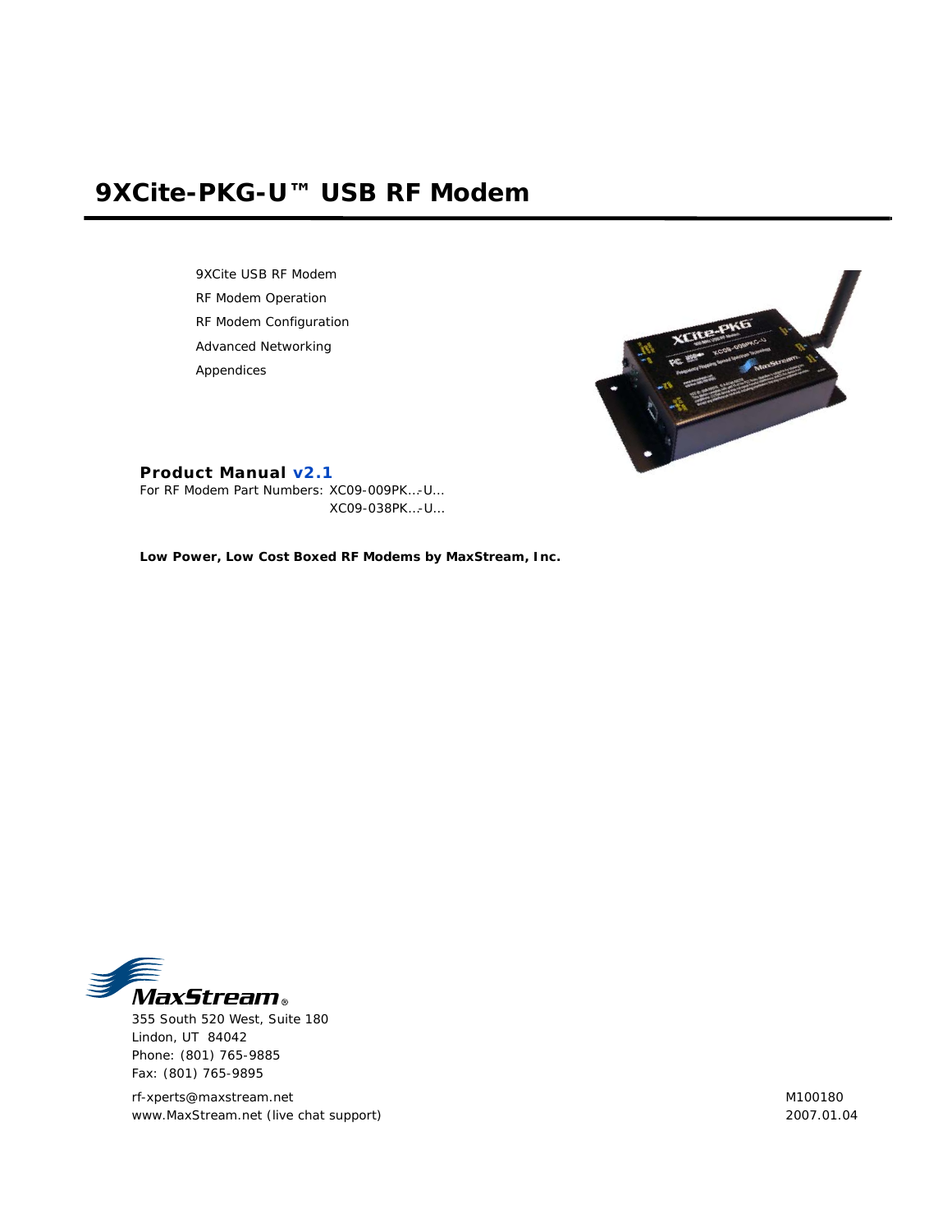# 9XCite-PKG-U™ USB RF Modem

9XCite USB RF Modem

RF Modem Operation

RF Modem Configuration

Advanced Networking

Appendices

**Product Manual v2.1**

For RF Modem Part Numbers: XC09-009PK...-U...

XC09-038PK...-U...

**Low Power, Low Cost Boxed RF Modems by MaxStream, Inc.**

MaxStream®

355 South 520 West, Suite 180

Lindon, UT 84042

Phone: (801) 765-9885

Fax: (801) 765-9895

rf-xperts@maxstream.net

www.MaxStream.net (live chat support)

M100180

2007.01.04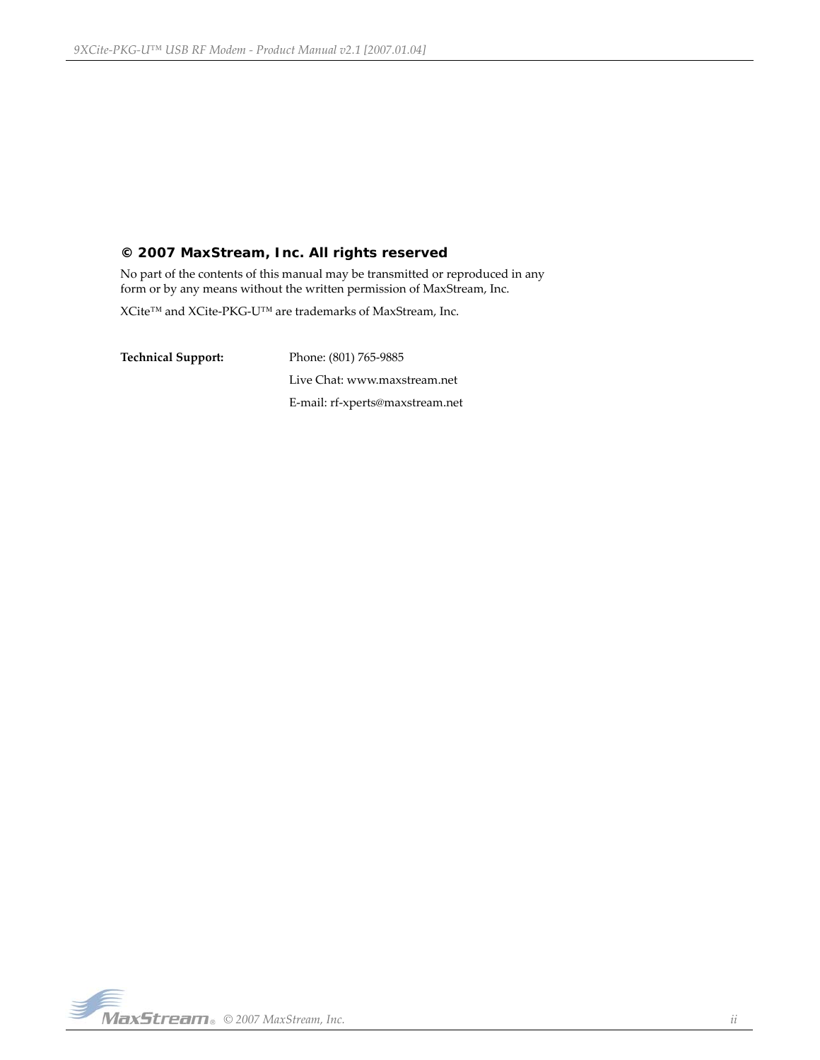**© 2007 MaxStream, Inc. All rights reserved**

No part of the contents of this manual may be transmitted or reproduced in any form or by any means without the written permission of MaxStream, Inc.

XCite™ and XCite-PKG-U™ are trademarks of MaxStream, Inc.

**Technical Support:** Phone: (801) 765-9885

Live Chat: www.maxstream.net

E-mail: rf-xperts@maxstream.net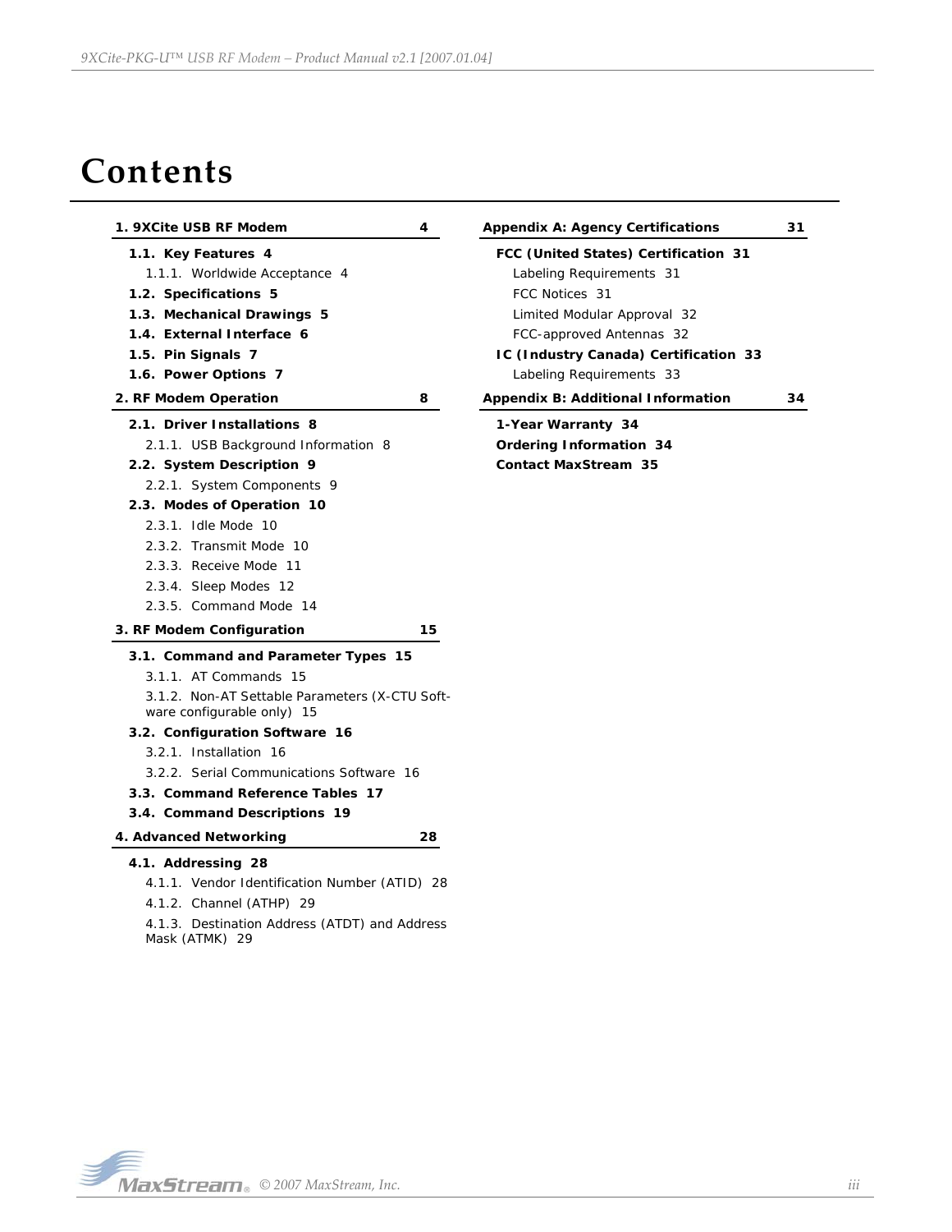# Contents

**1. 9XCite USB RF Modem 4**

- **1.1. Key Features 4**
  - 1.1.1. Worldwide Acceptance 4
- **1.2. Specifications 5**
- **1.3. Mechanical Drawings 5**
- **1.4. External Interface 6**
- **1.5. Pin Signals 7**
- **1.6. Power Options 7**

**2. RF Modem Operation 8**

- **2.1. Driver Installations 8**
  - 2.1.1. USB Background Information 8
- **2.2. System Description 9**
  - 2.2.1. System Components 9
- **2.3. Modes of Operation 10**
  - 2.3.1. Idle Mode 10
  - 2.3.2. Transmit Mode 10
  - 2.3.3. Receive Mode 11
  - 2.3.4. Sleep Modes 12
  - 2.3.5. Command Mode 14

**3. RF Modem Configuration 15**

- **3.1. Command and Parameter Types 15**
  - 3.1.1. AT Commands 15
  - 3.1.2. Non-AT Settable Parameters (X-CTU Software configurable only) 15
- **3.2. Configuration Software 16**
  - 3.2.1. Installation 16
  - 3.2.2. Serial Communications Software 16
- **3.3. Command Reference Tables 17**
- **3.4. Command Descriptions 19**

**4. Advanced Networking 28**

- **4.1. Addressing 28**
  - 4.1.1. Vendor Identification Number (ATID) 28
  - 4.1.2. Channel (ATHP) 29
  - 4.1.3. Destination Address (ATDT) and Address Mask (ATMK) 29

**Appendix A: Agency Certifications 31**

- **FCC (United States) Certification 31**
  - Labeling Requirements 31
  - FCC Notices 31
  - Limited Modular Approval 32
  - FCC-approved Antennas 32
- **IC (Industry Canada) Certification 33**
  - Labeling Requirements 33

**Appendix B: Additional Information 34**

- **1-Year Warranty 34**
- **Ordering Information 34**
- **Contact MaxStream 35**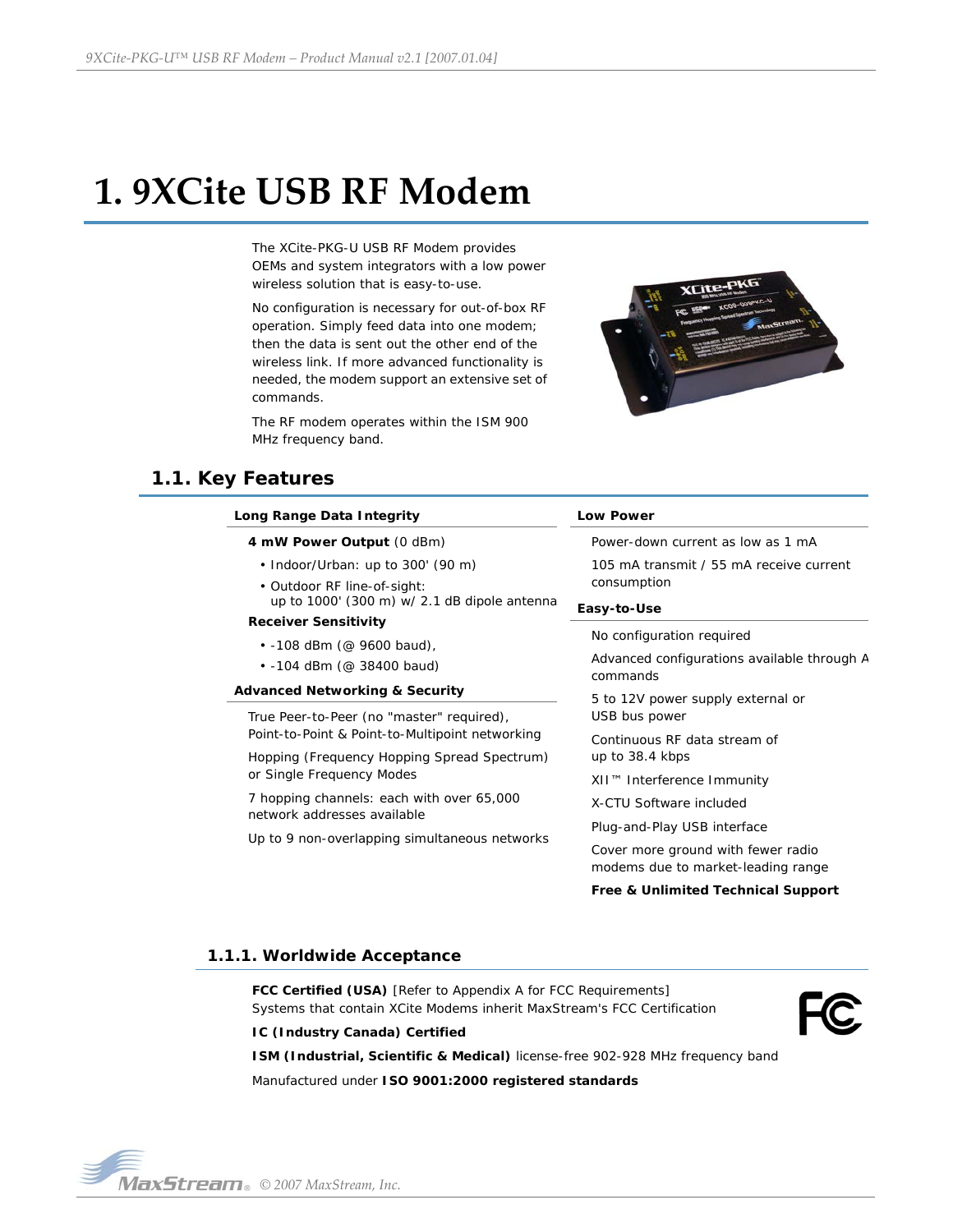# 1. 9XCite USB RF Modem

The XCite-PKG-U USB RF Modem provides OEMs and system integrators with a low power wireless solution that is easy-to-use.

No configuration is necessary for out-of-box RF operation. Simply feed data into one modem; then the data is sent out the other end of the wireless link. If more advanced functionality is needed, the modem support an extensive set of commands.

The RF modem operates within the ISM 900 MHz frequency band.

## 1.1. Key Features

**Long Range Data Integrity**

**4 mW Power Output** (0 dBm)

- Indoor/Urban: up to 300' (90 m)
- Outdoor RF line-of-sight: up to 1000' (300 m) w/ 2.1 dB dipole antenna

**Receiver Sensitivity**

- -108 dBm (@ 9600 baud),
- -104 dBm (@ 38400 baud)

**Advanced Networking & Security**

True Peer-to-Peer (no "master" required), Point-to-Point & Point-to-Multipoint networking

Hopping (Frequency Hopping Spread Spectrum) or Single Frequency Modes

7 hopping channels: each with over 65,000 network addresses available

Up to 9 non-overlapping simultaneous networks

**Low Power**

Power-down current as low as 1 mA

105 mA transmit / 55 mA receive current consumption

**Easy-to-Use**

No configuration required

Advanced configurations available through AT commands

5 to 12V power supply external or USB bus power

Continuous RF data stream of up to 38.4 kbps

XII™ Interference Immunity

X-CTU Software included

Plug-and-Play USB interface

Cover more ground with fewer radio modems due to market-leading range

**Free & Unlimited Technical Support**

### 1.1.1. Worldwide Acceptance

**FCC Certified (USA)** [Refer to Appendix A for FCC Requirements]
Systems that contain XCite Modems inherit MaxStream's FCC Certification

**IC (Industry Canada) Certified**

**ISM (Industrial, Scientific & Medical)** license-free 902-928 MHz frequency band

Manufactured under **ISO 9001:2000 registered standards**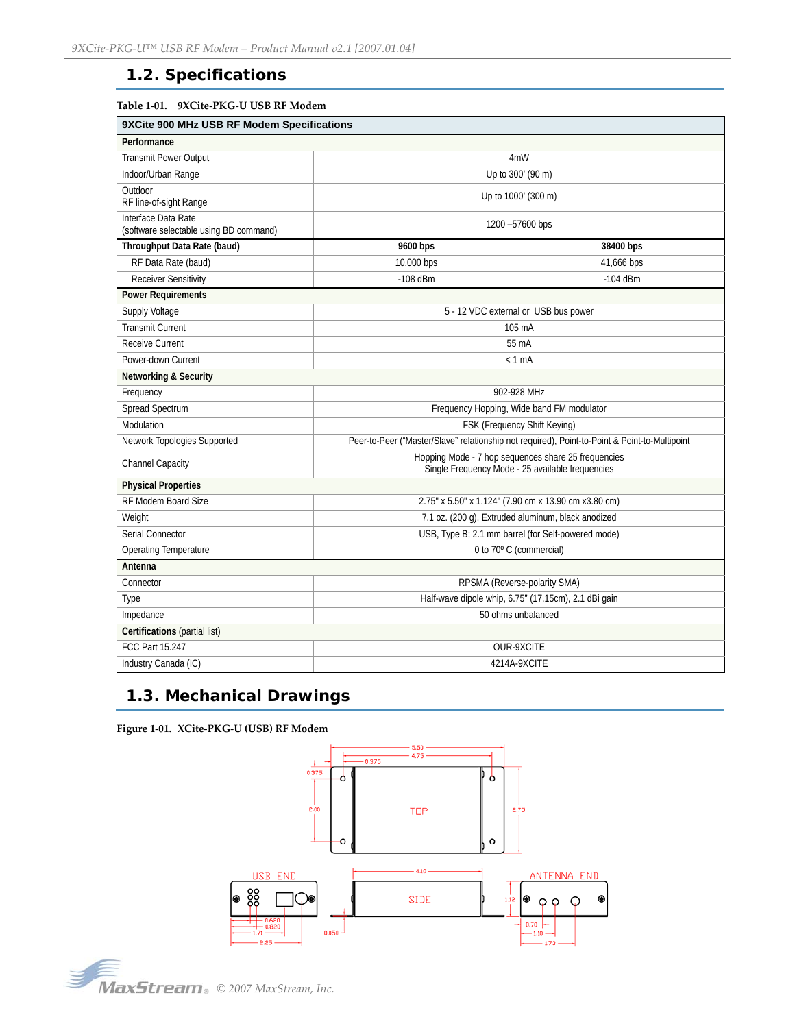## 1.2. Specifications

**Table 1-01. 9XCite-PKG-U USB RF Modem**

| 9XCite 900 MHz USB RF Modem Specifications | | |
|---|---|---|
| **Performance** | | |
| Transmit Power Output | 4mW | |
| Indoor/Urban Range | Up to 300' (90 m) | |
| Outdoor RF line-of-sight Range | Up to 1000' (300 m) | |
| Interface Data Rate (software selectable using BD command) | 1200 –57600 bps | |
| **Throughput Data Rate (baud)** | **9600 bps** | **38400 bps** |
| RF Data Rate (baud) | 10,000 bps | 41,666 bps |
| Receiver Sensitivity | -108 dBm | -104 dBm |
| **Power Requirements** | | |
| Supply Voltage | 5 - 12 VDC external or USB bus power | |
| Transmit Current | 105 mA | |
| Receive Current | 55 mA | |
| Power-down Current | < 1 mA | |
| **Networking & Security** | | |
| Frequency | 902-928 MHz | |
| Spread Spectrum | Frequency Hopping, Wide band FM modulator | |
| Modulation | FSK (Frequency Shift Keying) | |
| Network Topologies Supported | Peer-to-Peer ("Master/Slave" relationship not required), Point-to-Point & Point-to-Multipoint | |
| Channel Capacity | Hopping Mode - 7 hop sequences share 25 frequencies<br>Single Frequency Mode - 25 available frequencies | |
| **Physical Properties** | | |
| RF Modem Board Size | 2.75" x 5.50" x 1.124" (7.90 cm x 13.90 cm x3.80 cm) | |
| Weight | 7.1 oz. (200 g), Extruded aluminum, black anodized | |
| Serial Connector | USB, Type B; 2.1 mm barrel (for Self-powered mode) | |
| Operating Temperature | 0 to 70º C (commercial) | |
| **Antenna** | | |
| Connector | RPSMA (Reverse-polarity SMA) | |
| Type | Half-wave dipole whip, 6.75" (17.15cm), 2.1 dBi gain | |
| Impedance | 50 ohms unbalanced | |
| **Certifications** (partial list) | | |
| FCC Part 15.247 | OUR-9XCITE | |
| Industry Canada (IC) | 4214A-9XCITE | |

## 1.3. Mechanical Drawings

**Figure 1-01. XCite-PKG-U (USB) RF Modem**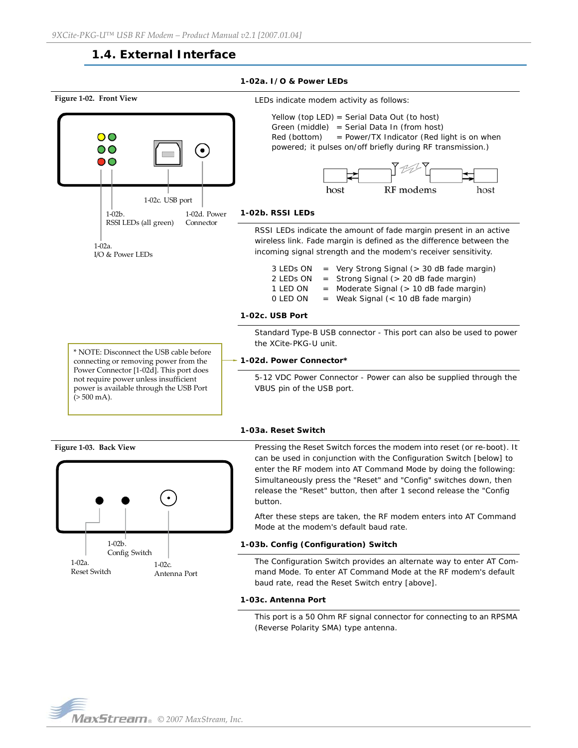## 1.4. External Interface

**Figure 1-02. Front View**

1-02c. USB port

1-02b. RSSI LEDs (all green)

1-02d. Power Connector

1-02a. I/O & Power LEDs

### 1-02a. I/O & Power LEDs

LEDs indicate modem activity as follows:

Yellow (top LED) = Serial Data Out (to host)
Green (middle) = Serial Data In (from host)
Red (bottom) = Power/TX Indicator (Red light is on when powered; it pulses on/off briefly during RF transmission.)

host RF modems host

### 1-02b. RSSI LEDs

RSSI LEDs indicate the amount of fade margin present in an active wireless link. Fade margin is defined as the difference between the incoming signal strength and the modem's receiver sensitivity.

| | | |
|---|---|---|
| 3 LEDs ON | = | Very Strong Signal (> 30 dB fade margin) |
| 2 LEDs ON | = | Strong Signal (> 20 dB fade margin) |
| 1 LED ON | = | Moderate Signal (> 10 dB fade margin) |
| 0 LED ON | = | Weak Signal (< 10 dB fade margin) |

### 1-02c. USB Port

Standard Type-B USB connector - This port can also be used to power the XCite-PKG-U unit.

### 1-02d. Power Connector*

5-12 VDC Power Connector - Power can also be supplied through the VBUS pin of the USB port.

* NOTE: Disconnect the USB cable before connecting or removing power from the Power Connector [1-02d]. This port does not require power unless insufficient power is available through the USB Port (> 500 mA).

**Figure 1-03. Back View**

1-02b. Config Switch

1-02a. Reset Switch

1-02c. Antenna Port

### 1-03a. Reset Switch

Pressing the Reset Switch forces the modem into reset (or re-boot). It can be used in conjunction with the Configuration Switch [below] to enter the RF modem into AT Command Mode by doing the following: Simultaneously press the "Reset" and "Config" switches down, then release the "Reset" button, then after 1 second release the "Config button.

After these steps are taken, the RF modem enters into AT Command Mode at the modem's default baud rate.

### 1-03b. Config (Configuration) Switch

The Configuration Switch provides an alternate way to enter AT Command Mode. To enter AT Command Mode at the RF modem's default baud rate, read the Reset Switch entry [above].

### 1-03c. Antenna Port

This port is a 50 Ohm RF signal connector for connecting to an RPSMA (Reverse Polarity SMA) type antenna.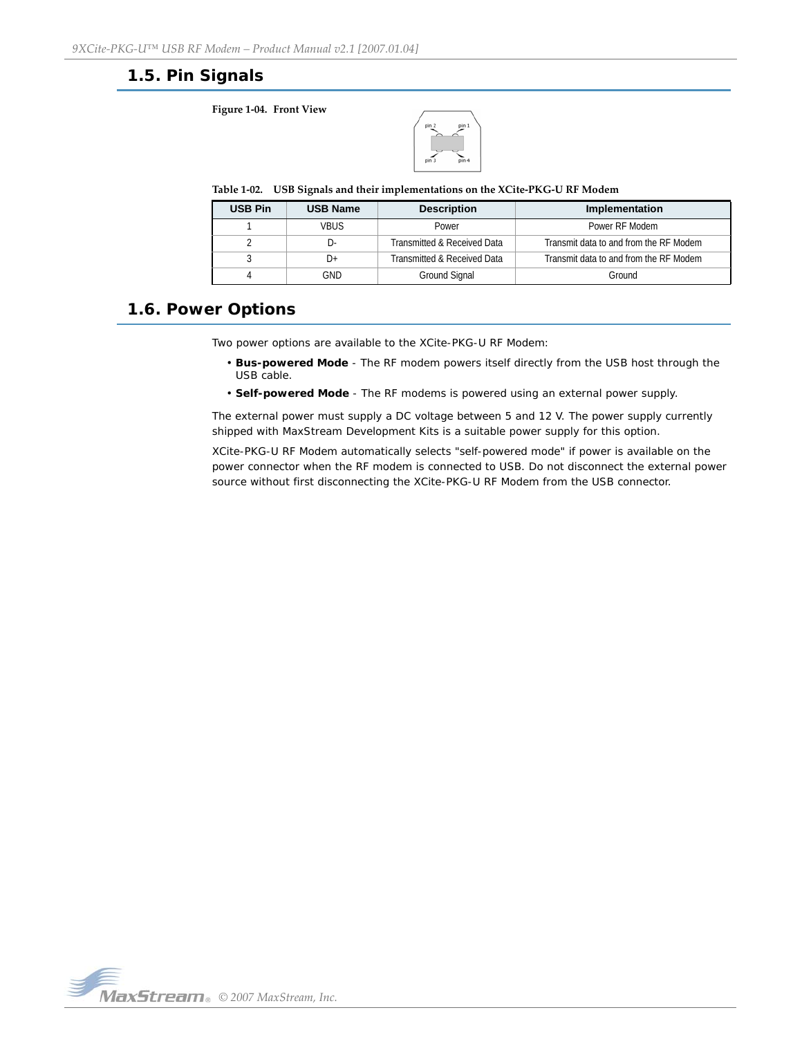## 1.5. Pin Signals

**Figure 1-04. Front View**

**Table 1-02. USB Signals and their implementations on the XCite-PKG-U RF Modem**

| USB Pin | USB Name | Description | Implementation |
|---|---|---|---|
| 1 | VBUS | Power | Power RF Modem |
| 2 | D- | Transmitted & Received Data | Transmit data to and from the RF Modem |
| 3 | D+ | Transmitted & Received Data | Transmit data to and from the RF Modem |
| 4 | GND | Ground Signal | Ground |

## 1.6. Power Options

Two power options are available to the XCite-PKG-U RF Modem:

- **Bus-powered Mode** - The RF modem powers itself directly from the USB host through the USB cable.
- **Self-powered Mode** - The RF modems is powered using an external power supply.

The external power must supply a DC voltage between 5 and 12 V. The power supply currently shipped with MaxStream Development Kits is a suitable power supply for this option.

XCite-PKG-U RF Modem automatically selects "self-powered mode" if power is available on the power connector when the RF modem is connected to USB. Do not disconnect the external power source without first disconnecting the XCite-PKG-U RF Modem from the USB connector.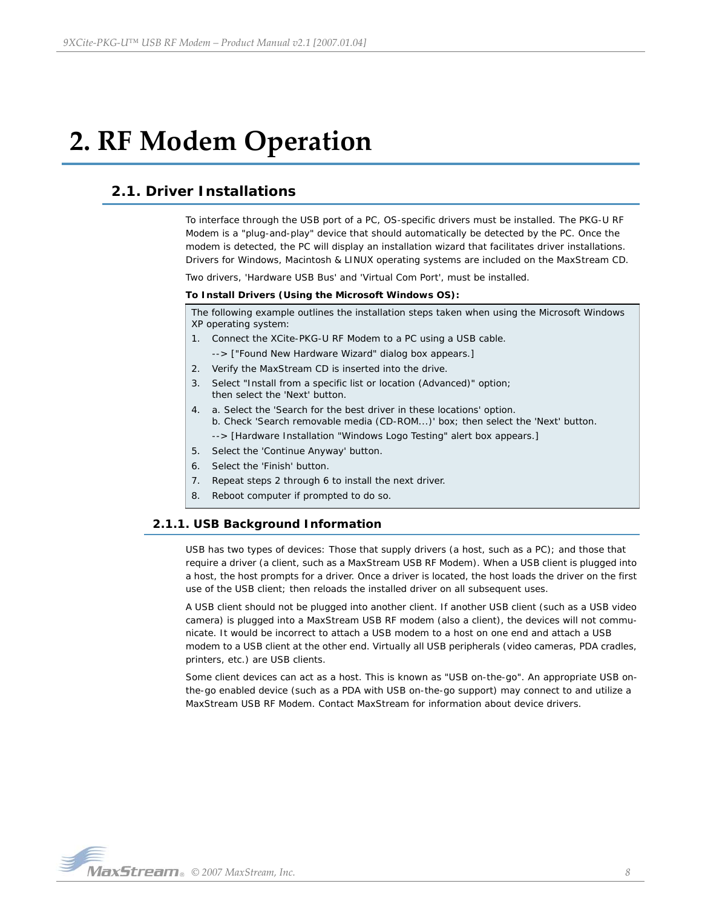# 2. RF Modem Operation

## 2.1. Driver Installations

To interface through the USB port of a PC, OS-specific drivers must be installed. The PKG-U RF Modem is a "plug-and-play" device that should automatically be detected by the PC. Once the modem is detected, the PC will display an installation wizard that facilitates driver installations. Drivers for Windows, Macintosh & LINUX operating systems are included on the MaxStream CD.

Two drivers, 'Hardware USB Bus' and 'Virtual Com Port', must be installed.

**To Install Drivers (Using the Microsoft Windows OS):**

The following example outlines the installation steps taken when using the Microsoft Windows XP operating system:

1. Connect the XCite-PKG-U RF Modem to a PC using a USB cable.
   --> ["Found New Hardware Wizard" dialog box appears.]
2. Verify the MaxStream CD is inserted into the drive.
3. Select "Install from a specific list or location (Advanced)" option;
   then select the 'Next' button.
4. a. Select the 'Search for the best driver in these locations' option.
   b. Check 'Search removable media (CD-ROM...)' box; then select the 'Next' button.
   --> [Hardware Installation "Windows Logo Testing" alert box appears.]
5. Select the 'Continue Anyway' button.
6. Select the 'Finish' button.
7. Repeat steps 2 through 6 to install the next driver.
8. Reboot computer if prompted to do so.

### 2.1.1. USB Background Information

USB has two types of devices: Those that supply drivers (a host, such as a PC); and those that require a driver (a client, such as a MaxStream USB RF Modem). When a USB client is plugged into a host, the host prompts for a driver. Once a driver is located, the host loads the driver on the first use of the USB client; then reloads the installed driver on all subsequent uses.

A USB client should not be plugged into another client. If another USB client (such as a USB video camera) is plugged into a MaxStream USB RF modem (also a client), the devices will not communicate. It would be incorrect to attach a USB modem to a host on one end and attach a USB modem to a USB client at the other end. Virtually all USB peripherals (video cameras, PDA cradles, printers, etc.) are USB clients.

Some client devices can act as a host. This is known as "USB on-the-go". An appropriate USB on-the-go enabled device (such as a PDA with USB on-the-go support) may connect to and utilize a MaxStream USB RF Modem. Contact MaxStream for information about device drivers.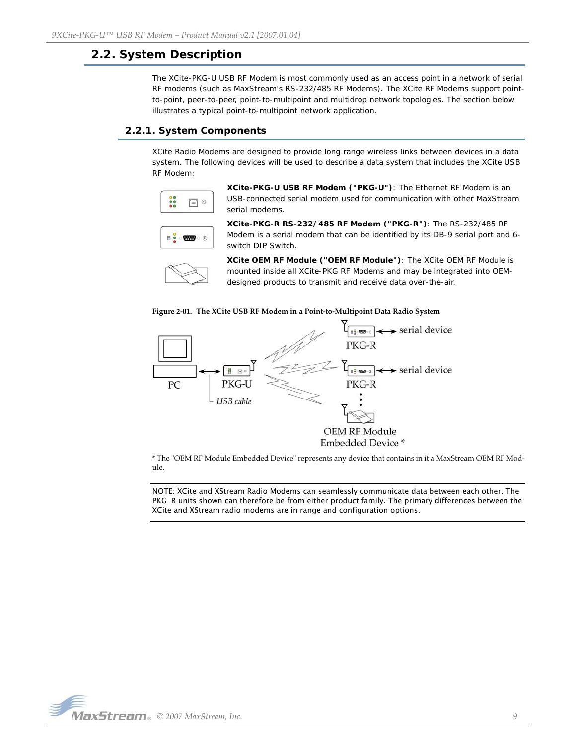## 2.2. System Description

The XCite-PKG-U USB RF Modem is most commonly used as an access point in a network of serial RF modems (such as MaxStream's RS-232/485 RF Modems). The XCite RF Modems support point-to-point, peer-to-peer, point-to-multipoint and multidrop network topologies. The section below illustrates a typical point-to-multipoint network application.

### 2.2.1. System Components

XCite Radio Modems are designed to provide long range wireless links between devices in a data system. The following devices will be used to describe a data system that includes the XCite USB RF Modem:

**XCite-PKG-U USB RF Modem ("PKG-U")**: The Ethernet RF Modem is an USB-connected serial modem used for communication with other MaxStream serial modems.

**XCite-PKG-R RS-232/485 RF Modem ("PKG-R")**: The RS-232/485 RF Modem is a serial modem that can be identified by its DB-9 serial port and 6-switch DIP Switch.

**XCite OEM RF Module ("OEM RF Module")**: The XCite OEM RF Module is mounted inside all XCite-PKG RF Modems and may be integrated into OEM-designed products to transmit and receive data over-the-air.

**Figure 2-01. The XCite USB RF Modem in a Point-to-Multipoint Data Radio System**

PC ↔ PKG-U (USB cable) — PKG-R ↔ serial device; PKG-R ↔ serial device; OEM RF Module Embedded Device *

* The "OEM RF Module Embedded Device" represents any device that contains in it a MaxStream OEM RF Module.

---

NOTE: XCite and XStream Radio Modems can seamlessly communicate data between each other. The PKG–R units shown can therefore be from either product family. The primary differences between the XCite and XStream radio modems are in range and configuration options.

---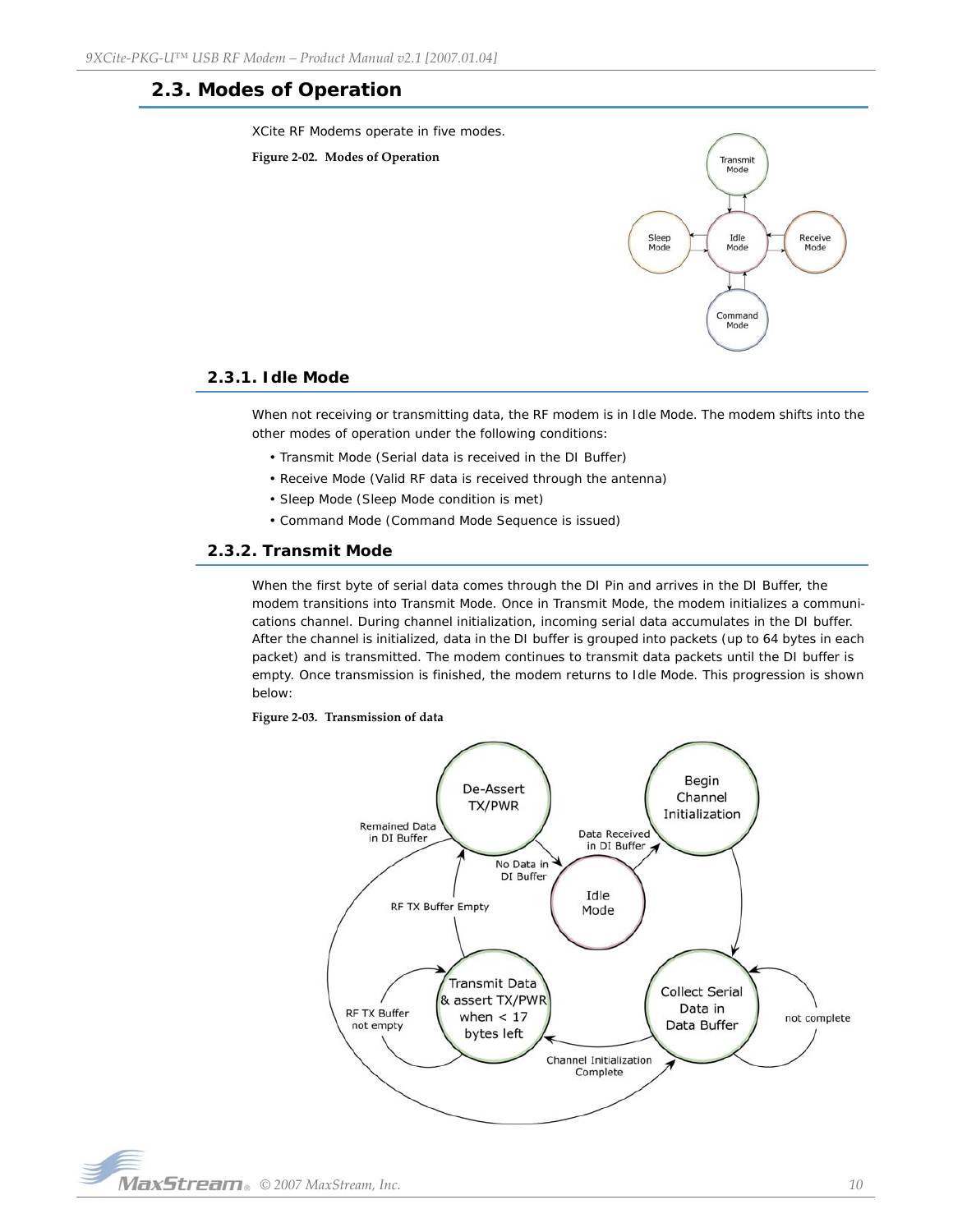## 2.3. Modes of Operation

XCite RF Modems operate in five modes.

**Figure 2-02. Modes of Operation**

### 2.3.1. Idle Mode

When not receiving or transmitting data, the RF modem is in Idle Mode. The modem shifts into the other modes of operation under the following conditions:

- Transmit Mode (Serial data is received in the DI Buffer)
- Receive Mode (Valid RF data is received through the antenna)
- Sleep Mode (Sleep Mode condition is met)
- Command Mode (Command Mode Sequence is issued)

### 2.3.2. Transmit Mode

When the first byte of serial data comes through the DI Pin and arrives in the DI Buffer, the modem transitions into Transmit Mode. Once in Transmit Mode, the modem initializes a communications channel. During channel initialization, incoming serial data accumulates in the DI buffer. After the channel is initialized, data in the DI buffer is grouped into packets (up to 64 bytes in each packet) and is transmitted. The modem continues to transmit data packets until the DI buffer is empty. Once transmission is finished, the modem returns to Idle Mode. This progression is shown below:

**Figure 2-03. Transmission of data**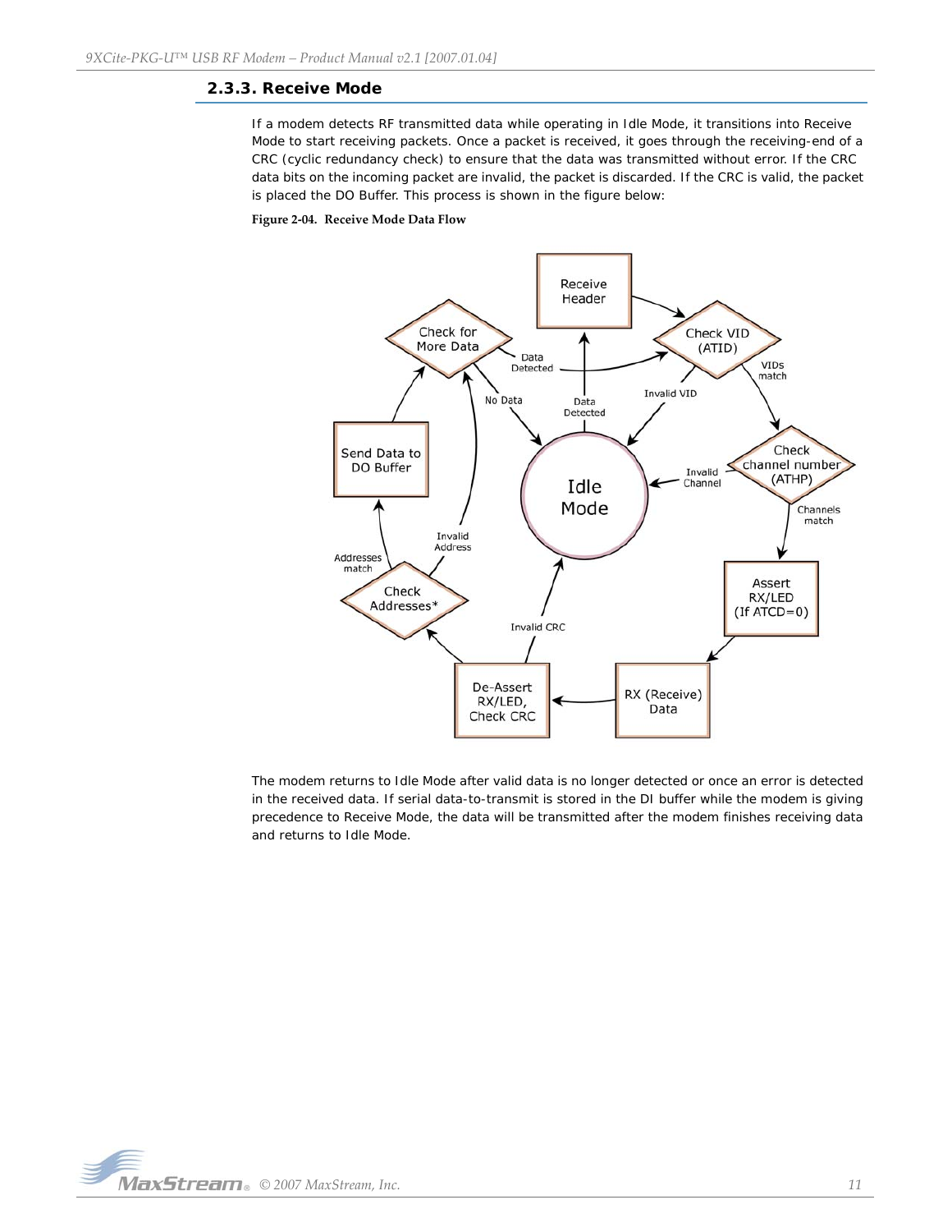### 2.3.3. Receive Mode

If a modem detects RF transmitted data while operating in Idle Mode, it transitions into Receive Mode to start receiving packets. Once a packet is received, it goes through the receiving-end of a CRC (cyclic redundancy check) to ensure that the data was transmitted without error. If the CRC data bits on the incoming packet are invalid, the packet is discarded. If the CRC is valid, the packet is placed the DO Buffer. This process is shown in the figure below:

**Figure 2-04. Receive Mode Data Flow**

The modem returns to Idle Mode after valid data is no longer detected or once an error is detected in the received data. If serial data-to-transmit is stored in the DI buffer while the modem is giving precedence to Receive Mode, the data will be transmitted after the modem finishes receiving data and returns to Idle Mode.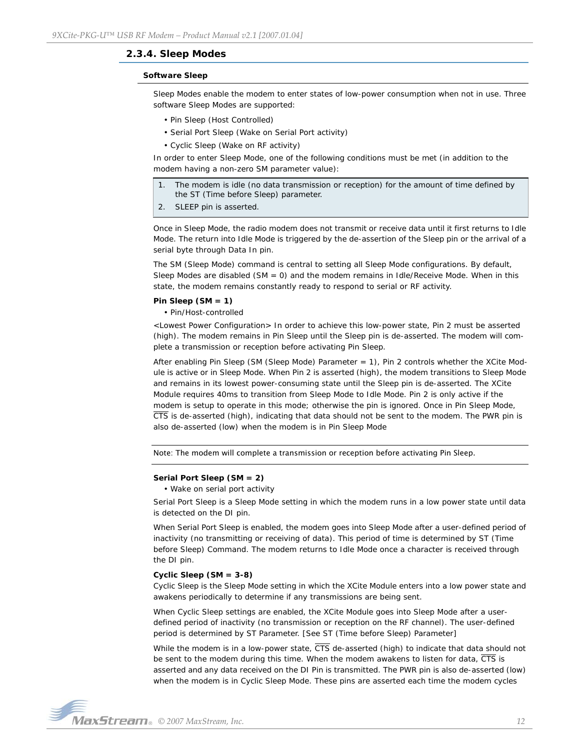## 2.3.4. Sleep Modes

### Software Sleep

Sleep Modes enable the modem to enter states of low-power consumption when not in use. Three software Sleep Modes are supported:

- Pin Sleep (Host Controlled)
- Serial Port Sleep (Wake on Serial Port activity)
- Cyclic Sleep (Wake on RF activity)

In order to enter Sleep Mode, one of the following conditions must be met (in addition to the modem having a non-zero SM parameter value):

1. The modem is idle (no data transmission or reception) for the amount of time defined by the ST (Time before Sleep) parameter.
2. SLEEP pin is asserted.

Once in Sleep Mode, the radio modem does not transmit or receive data until it first returns to Idle Mode. The return into Idle Mode is triggered by the de-assertion of the Sleep pin or the arrival of a serial byte through Data In pin.

The SM (Sleep Mode) command is central to setting all Sleep Mode configurations. By default, Sleep Modes are disabled (SM = 0) and the modem remains in Idle/Receive Mode. When in this state, the modem remains constantly ready to respond to serial or RF activity.

**Pin Sleep (SM = 1)**

- Pin/Host-controlled

<Lowest Power Configuration> In order to achieve this low-power state, Pin 2 must be asserted (high). The modem remains in Pin Sleep until the Sleep pin is de-asserted. The modem will complete a transmission or reception before activating Pin Sleep.

After enabling Pin Sleep (SM (Sleep Mode) Parameter = 1), Pin 2 controls whether the XCite Module is active or in Sleep Mode. When Pin 2 is asserted (high), the modem transitions to Sleep Mode and remains in its lowest power-consuming state until the Sleep pin is de-asserted. The XCite Module requires 40ms to transition from Sleep Mode to Idle Mode. Pin 2 is only active if the modem is setup to operate in this mode; otherwise the pin is ignored. Once in Pin Sleep Mode, $\overline{\text{CTS}}$ is de-asserted (high), indicating that data should not be sent to the modem. The PWR pin is also de-asserted (low) when the modem is in Pin Sleep Mode

Note: The modem will complete a transmission or reception before activating Pin Sleep.

**Serial Port Sleep (SM = 2)**

- Wake on serial port activity

Serial Port Sleep is a Sleep Mode setting in which the modem runs in a low power state until data is detected on the DI pin.

When Serial Port Sleep is enabled, the modem goes into Sleep Mode after a user-defined period of inactivity (no transmitting or receiving of data). This period of time is determined by ST (Time before Sleep) Command. The modem returns to Idle Mode once a character is received through the DI pin.

**Cyclic Sleep (SM = 3-8)**

Cyclic Sleep is the Sleep Mode setting in which the XCite Module enters into a low power state and awakens periodically to determine if any transmissions are being sent.

When Cyclic Sleep settings are enabled, the XCite Module goes into Sleep Mode after a user-defined period of inactivity (no transmission or reception on the RF channel). The user-defined period is determined by ST Parameter. [See ST (Time before Sleep) Parameter]

While the modem is in a low-power state, $\overline{\text{CTS}}$ de-asserted (high) to indicate that data should not be sent to the modem during this time. When the modem awakens to listen for data, $\overline{\text{CTS}}$ is asserted and any data received on the DI Pin is transmitted. The PWR pin is also de-asserted (low) when the modem is in Cyclic Sleep Mode. These pins are asserted each time the modem cycles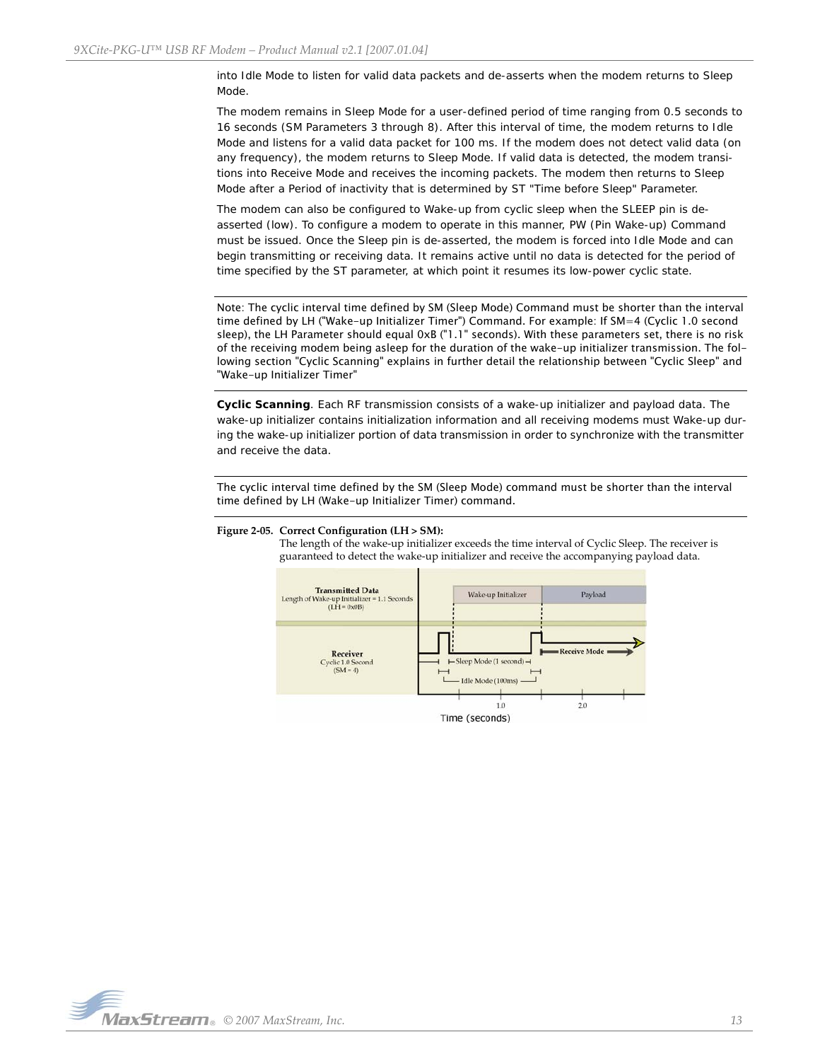into Idle Mode to listen for valid data packets and de-asserts when the modem returns to Sleep Mode.

The modem remains in Sleep Mode for a user-defined period of time ranging from 0.5 seconds to 16 seconds (SM Parameters 3 through 8). After this interval of time, the modem returns to Idle Mode and listens for a valid data packet for 100 ms. If the modem does not detect valid data (on any frequency), the modem returns to Sleep Mode. If valid data is detected, the modem transitions into Receive Mode and receives the incoming packets. The modem then returns to Sleep Mode after a Period of inactivity that is determined by ST "Time before Sleep" Parameter.

The modem can also be configured to Wake-up from cyclic sleep when the SLEEP pin is de-asserted (low). To configure a modem to operate in this manner, PW (Pin Wake-up) Command must be issued. Once the Sleep pin is de-asserted, the modem is forced into Idle Mode and can begin transmitting or receiving data. It remains active until no data is detected for the period of time specified by the ST parameter, at which point it resumes its low-power cyclic state.

---

Note: The cyclic interval time defined by SM (Sleep Mode) Command must be shorter than the interval time defined by LH ("Wake-up Initializer Timer") Command. For example: If SM=4 (Cyclic 1.0 second sleep), the LH Parameter should equal 0xB ("1.1" seconds). With these parameters set, there is no risk of the receiving modem being asleep for the duration of the wake-up initializer transmission. The following section "Cyclic Scanning" explains in further detail the relationship between "Cyclic Sleep" and "Wake-up Initializer Timer"

---

**Cyclic Scanning**. Each RF transmission consists of a wake-up initializer and payload data. The wake-up initializer contains initialization information and all receiving modems must Wake-up during the wake-up initializer portion of data transmission in order to synchronize with the transmitter and receive the data.

---

The cyclic interval time defined by the SM (Sleep Mode) command must be shorter than the interval time defined by LH (Wake-up Initializer Timer) command.

---

**Figure 2-05. Correct Configuration (LH > SM):**
The length of the wake-up initializer exceeds the time interval of Cyclic Sleep. The receiver is guaranteed to detect the wake-up initializer and receive the accompanying payload data.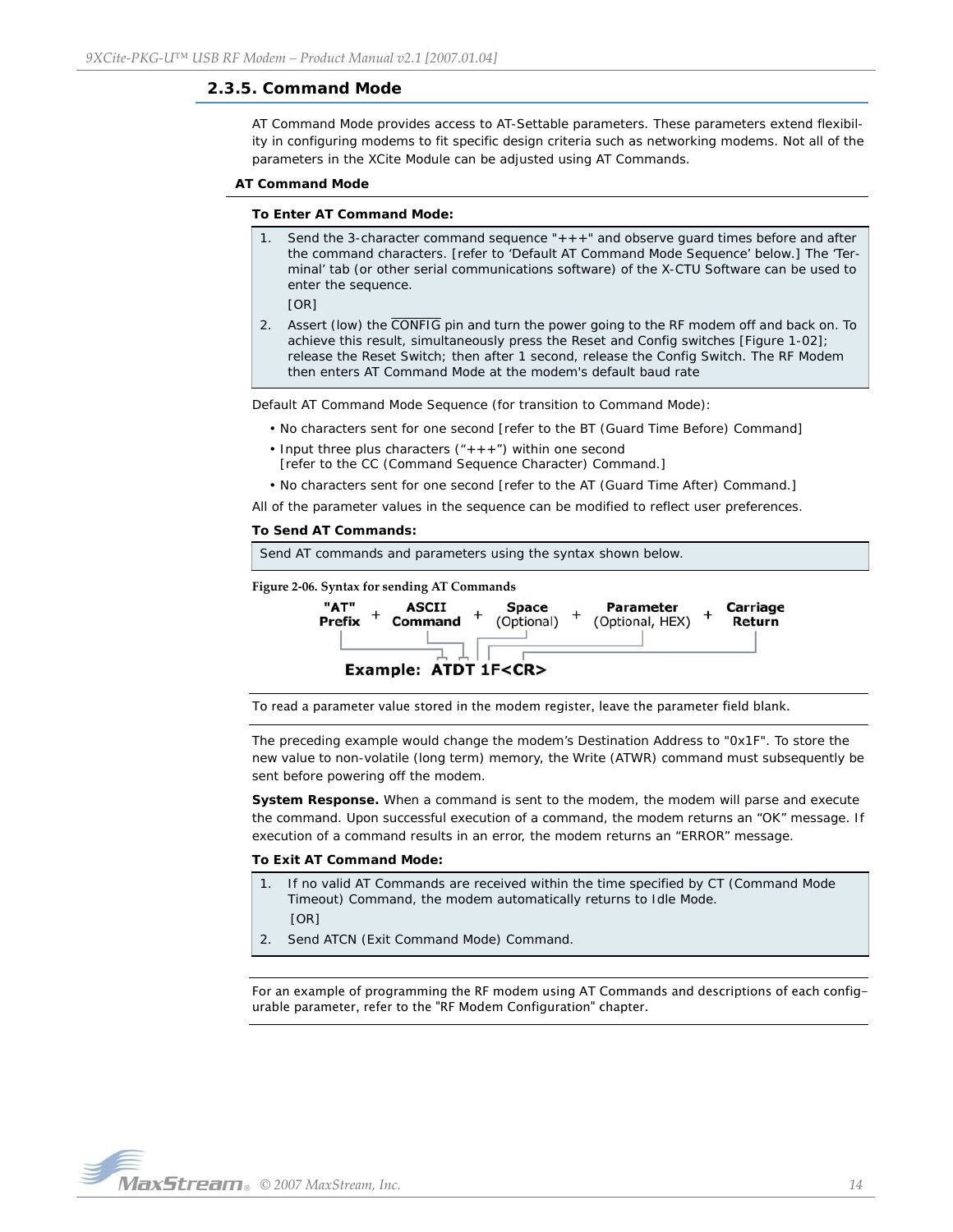## 2.3.5. Command Mode

AT Command Mode provides access to AT-Settable parameters. These parameters extend flexibility in configuring modems to fit specific design criteria such as networking modems. Not all of the parameters in the XCite Module can be adjusted using AT Commands.

**AT Command Mode**

**To Enter AT Command Mode:**

1. Send the 3-character command sequence "+++" and observe guard times before and after the command characters. [refer to 'Default AT Command Mode Sequence' below.] The 'Terminal' tab (or other serial communications software) of the X-CTU Software can be used to enter the sequence.

   [OR]

2. Assert (low) the $\overline{\text{CONFIG}}$ pin and turn the power going to the RF modem off and back on. To achieve this result, simultaneously press the Reset and Config switches [Figure 1-02]; release the Reset Switch; then after 1 second, release the Config Switch. The RF Modem then enters AT Command Mode at the modem's default baud rate

Default AT Command Mode Sequence (for transition to Command Mode):

- No characters sent for one second [refer to the BT (Guard Time Before) Command]
- Input three plus characters ("+++") within one second
  [refer to the CC (Command Sequence Character) Command.]
- No characters sent for one second [refer to the AT (Guard Time After) Command.]

All of the parameter values in the sequence can be modified to reflect user preferences.

**To Send AT Commands:**

Send AT commands and parameters using the syntax shown below.

Figure 2-06. Syntax for sending AT Commands

"AT" Prefix + ASCII Command + Space (Optional) + Parameter (Optional, HEX) + Carriage Return

**Example: ATDT 1F<CR>**

To read a parameter value stored in the modem register, leave the parameter field blank.

The preceding example would change the modem's Destination Address to "0x1F". To store the new value to non-volatile (long term) memory, the Write (ATWR) command must subsequently be sent before powering off the modem.

**System Response.** When a command is sent to the modem, the modem will parse and execute the command. Upon successful execution of a command, the modem returns an "OK" message. If execution of a command results in an error, the modem returns an "ERROR" message.

**To Exit AT Command Mode:**

1. If no valid AT Commands are received within the time specified by CT (Command Mode Timeout) Command, the modem automatically returns to Idle Mode.

   [OR]

2. Send ATCN (Exit Command Mode) Command.

For an example of programming the RF modem using AT Commands and descriptions of each configurable parameter, refer to the "RF Modem Configuration" chapter.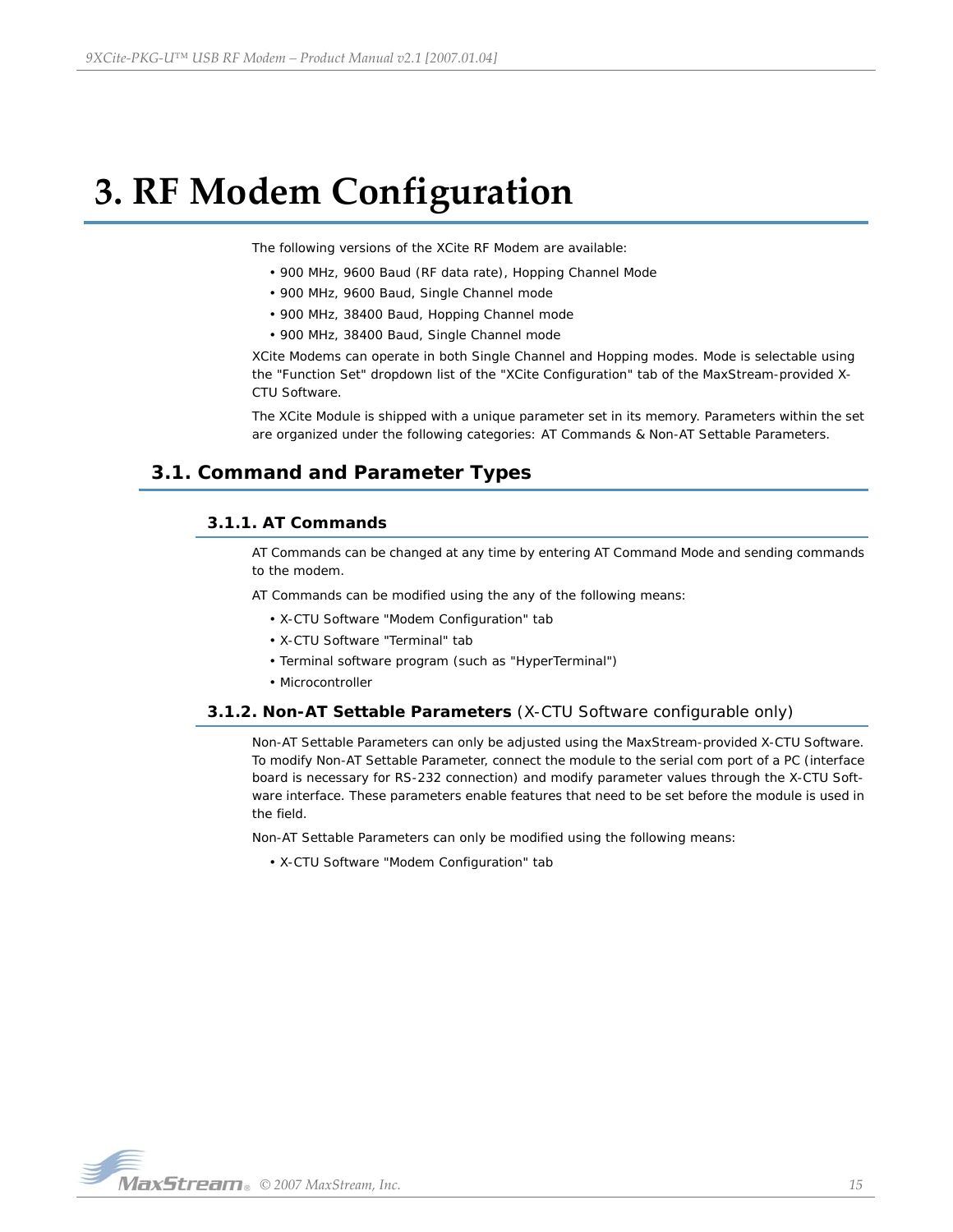# 3. RF Modem Configuration

The following versions of the XCite RF Modem are available:

- 900 MHz, 9600 Baud (RF data rate), Hopping Channel Mode
- 900 MHz, 9600 Baud, Single Channel mode
- 900 MHz, 38400 Baud, Hopping Channel mode
- 900 MHz, 38400 Baud, Single Channel mode

XCite Modems can operate in both Single Channel and Hopping modes. Mode is selectable using the "Function Set" dropdown list of the "XCite Configuration" tab of the MaxStream-provided X-CTU Software.

The XCite Module is shipped with a unique parameter set in its memory. Parameters within the set are organized under the following categories: AT Commands & Non-AT Settable Parameters.

## 3.1. Command and Parameter Types

### 3.1.1. AT Commands

AT Commands can be changed at any time by entering AT Command Mode and sending commands to the modem.

AT Commands can be modified using the any of the following means:

- X-CTU Software "Modem Configuration" tab
- X-CTU Software "Terminal" tab
- Terminal software program (such as "HyperTerminal")
- Microcontroller

### 3.1.2. Non-AT Settable Parameters (X-CTU Software configurable only)

Non-AT Settable Parameters can only be adjusted using the MaxStream-provided X-CTU Software. To modify Non-AT Settable Parameter, connect the module to the serial com port of a PC (interface board is necessary for RS-232 connection) and modify parameter values through the X-CTU Software interface. These parameters enable features that need to be set before the module is used in the field.

Non-AT Settable Parameters can only be modified using the following means:

- X-CTU Software "Modem Configuration" tab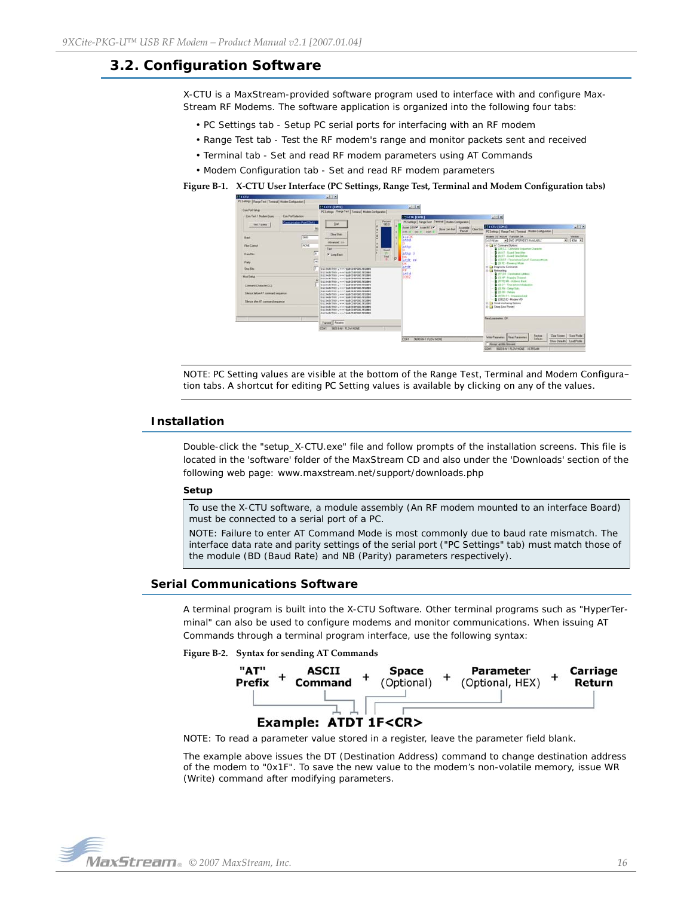## 3.2. Configuration Software

X-CTU is a MaxStream-provided software program used to interface with and configure MaxStream RF Modems. The software application is organized into the following four tabs:

- PC Settings tab - Setup PC serial ports for interfacing with an RF modem
- Range Test tab - Test the RF modem's range and monitor packets sent and received
- Terminal tab - Set and read RF modem parameters using AT Commands
- Modem Configuration tab - Set and read RF modem parameters

**Figure B-1. X-CTU User Interface (PC Settings, Range Test, Terminal and Modem Configuration tabs)**

NOTE: PC Setting values are visible at the bottom of the Range Test, Terminal and Modem Configuration tabs. A shortcut for editing PC Setting values is available by clicking on any of the values.

### Installation

Double-click the "setup_X-CTU.exe" file and follow prompts of the installation screens. This file is located in the 'software' folder of the MaxStream CD and also under the 'Downloads' section of the following web page: www.maxstream.net/support/downloads.php

**Setup**

To use the X-CTU software, a module assembly (An RF modem mounted to an interface Board) must be connected to a serial port of a PC.

NOTE: Failure to enter AT Command Mode is most commonly due to baud rate mismatch. The interface data rate and parity settings of the serial port ("PC Settings" tab) must match those of the module (BD (Baud Rate) and NB (Parity) parameters respectively).

### Serial Communications Software

A terminal program is built into the X-CTU Software. Other terminal programs such as "HyperTerminal" can also be used to configure modems and monitor communications. When issuing AT Commands through a terminal program interface, use the following syntax:

**Figure B-2. Syntax for sending AT Commands**

"AT" Prefix + ASCII Command + Space (Optional) + Parameter (Optional, HEX) + Carriage Return

**Example: ATDT 1F<CR>**

NOTE: To read a parameter value stored in a register, leave the parameter field blank.

The example above issues the DT (Destination Address) command to change destination address of the modem to "0x1F". To save the new value to the modem's non-volatile memory, issue WR (Write) command after modifying parameters.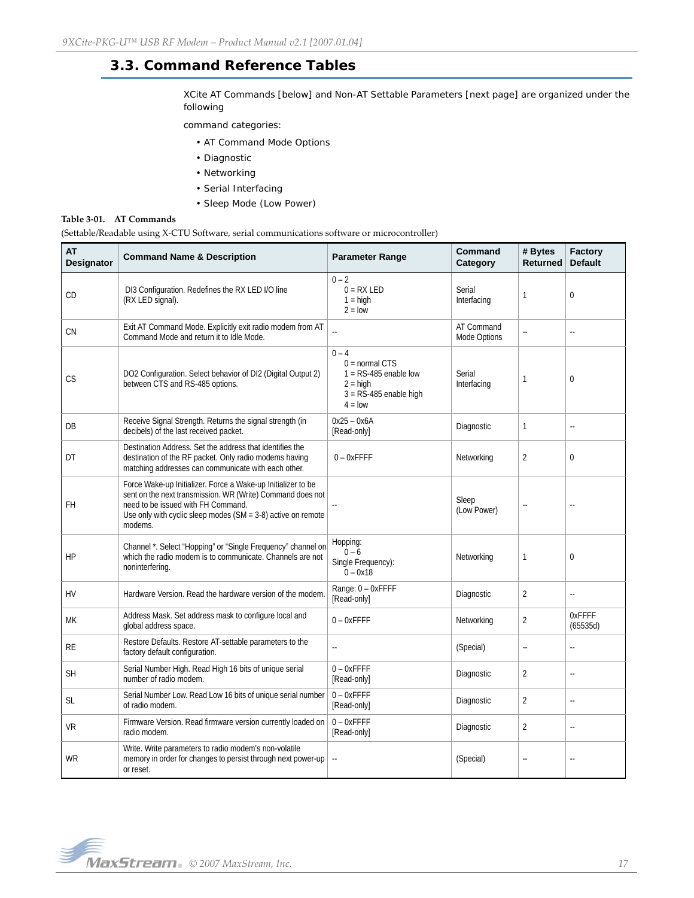## 3.3. Command Reference Tables

XCite AT Commands [below] and Non-AT Settable Parameters [next page] are organized under the following

command categories:

- AT Command Mode Options
- Diagnostic
- Networking
- Serial Interfacing
- Sleep Mode (Low Power)

**Table 3-01. AT Commands**

(Settable/Readable using X-CTU Software, serial communications software or microcontroller)

| AT Designator | Command Name & Description | Parameter Range | Command Category | # Bytes Returned | Factory Default |
|---|---|---|---|---|---|
| CD | DI3 Configuration. Redefines the RX LED I/O line (RX LED signal). | 0 – 2<br>0 = RX LED<br>1 = high<br>2 = low | Serial Interfacing | 1 | 0 |
| CN | Exit AT Command Mode. Explicitly exit radio modem from AT Command Mode and return it to Idle Mode. | -- | AT Command Mode Options | -- | -- |
| CS | DO2 Configuration. Select behavior of DI2 (Digital Output 2) between CTS and RS-485 options. | 0 – 4<br>0 = normal CTS<br>1 = RS-485 enable low<br>2 = high<br>3 = RS-485 enable high<br>4 = low | Serial Interfacing | 1 | 0 |
| DB | Receive Signal Strength. Returns the signal strength (in decibels) of the last received packet. | 0x25 – 0x6A<br>[Read-only] | Diagnostic | 1 | -- |
| DT | Destination Address. Set the address that identifies the destination of the RF packet. Only radio modems having matching addresses can communicate with each other. | 0 – 0xFFFF | Networking | 2 | 0 |
| FH | Force Wake-up Initializer. Force a Wake-up Initializer to be sent on the next transmission. WR (Write) Command does not need to be issued with FH Command.<br>Use only with cyclic sleep modes (SM = 3-8) active on remote modems. | -- | Sleep (Low Power) | -- | -- |
| HP | Channel *. Select "Hopping" or "Single Frequency" channel on which the radio modem is to communicate. Channels are not noninterfering. | Hopping:<br>0 – 6<br>Single Frequency):<br>0 – 0x18 | Networking | 1 | 0 |
| HV | Hardware Version. Read the hardware version of the modem. | Range: 0 – 0xFFFF<br>[Read-only] | Diagnostic | 2 | -- |
| MK | Address Mask. Set address mask to configure local and global address space. | 0 – 0xFFFF | Networking | 2 | 0xFFFF (65535d) |
| RE | Restore Defaults. Restore AT-settable parameters to the factory default configuration. | -- | (Special) | -- | -- |
| SH | Serial Number High. Read High 16 bits of unique serial number of radio modem. | 0 – 0xFFFF<br>[Read-only] | Diagnostic | 2 | -- |
| SL | Serial Number Low. Read Low 16 bits of unique serial number of radio modem. | 0 – 0xFFFF<br>[Read-only] | Diagnostic | 2 | -- |
| VR | Firmware Version. Read firmware version currently loaded on radio modem. | 0 – 0xFFFF<br>[Read-only] | Diagnostic | 2 | -- |
| WR | Write. Write parameters to radio modem's non-volatile memory in order for changes to persist through next power-up or reset. | -- | (Special) | -- | -- |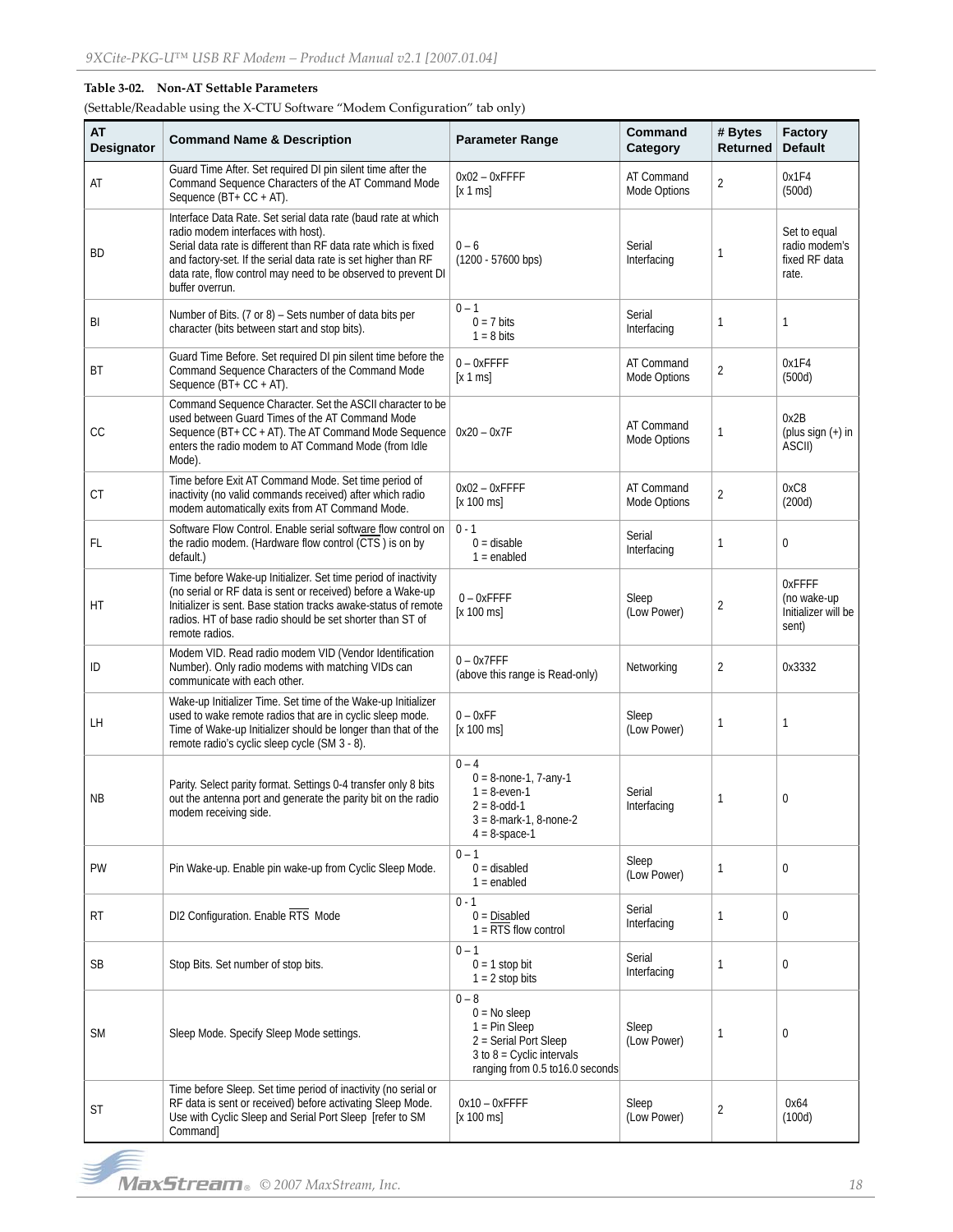**Table 3-02. Non-AT Settable Parameters**

(Settable/Readable using the X-CTU Software "Modem Configuration" tab only)

| AT Designator | Command Name & Description | Parameter Range | Command Category | # Bytes Returned | Factory Default |
|---|---|---|---|---|---|
| AT | Guard Time After. Set required DI pin silent time after the Command Sequence Characters of the AT Command Mode Sequence (BT+ CC + AT). | 0x02 – 0xFFFF [x 1 ms] | AT Command Mode Options | 2 | 0x1F4 (500d) |
| BD | Interface Data Rate. Set serial data rate (baud rate at which radio modem interfaces with host). Serial data rate is different than RF data rate which is fixed and factory-set. If the serial data rate is set higher than RF data rate, flow control may need to be observed to prevent DI buffer overrun. | 0 – 6 (1200 - 57600 bps) | Serial Interfacing | 1 | Set to equal radio modem's fixed RF data rate. |
| BI | Number of Bits. (7 or 8) – Sets number of data bits per character (bits between start and stop bits). | 0 – 1<br>0 = 7 bits<br>1 = 8 bits | Serial Interfacing | 1 | 1 |
| BT | Guard Time Before. Set required DI pin silent time before the Command Sequence Characters of the Command Mode Sequence (BT+ CC + AT). | 0 – 0xFFFF [x 1 ms] | AT Command Mode Options | 2 | 0x1F4 (500d) |
| CC | Command Sequence Character. Set the ASCII character to be used between Guard Times of the AT Command Mode Sequence (BT+ CC + AT). The AT Command Mode Sequence enters the radio modem to AT Command Mode (from Idle Mode). | 0x20 – 0x7F | AT Command Mode Options | 1 | 0x2B (plus sign (+) in ASCII) |
| CT | Time before Exit AT Command Mode. Set time period of inactivity (no valid commands received) after which radio modem automatically exits from AT Command Mode. | 0x02 – 0xFFFF [x 100 ms] | AT Command Mode Options | 2 | 0xC8 (200d) |
| FL | Software Flow Control. Enable serial software flow control on the radio modem. (Hardware flow control (CTS) is on by default.) | 0 - 1<br>0 = disable<br>1 = enabled | Serial Interfacing | 1 | 0 |
| HT | Time before Wake-up Initializer. Set time period of inactivity (no serial or RF data is sent or received) before a Wake-up Initializer is sent. Base station tracks awake-status of remote radios. HT of base radio should be set shorter than ST of remote radios. | 0 – 0xFFFF [x 100 ms] | Sleep (Low Power) | 2 | 0xFFFF (no wake-up Initializer will be sent) |
| ID | Modem VID. Read radio modem VID (Vendor Identification Number). Only radio modems with matching VIDs can communicate with each other. | 0 – 0x7FFF (above this range is Read-only) | Networking | 2 | 0x3332 |
| LH | Wake-up Initializer Time. Set time of the Wake-up Initializer used to wake remote radios that are in cyclic sleep mode. Time of Wake-up Initializer should be longer than that of the remote radio's cyclic sleep cycle (SM 3 - 8). | 0 – 0xFF [x 100 ms] | Sleep (Low Power) | 1 | 1 |
| NB | Parity. Select parity format. Settings 0-4 transfer only 8 bits out the antenna port and generate the parity bit on the radio modem receiving side. | 0 – 4<br>0 = 8-none-1, 7-any-1<br>1 = 8-even-1<br>2 = 8-odd-1<br>3 = 8-mark-1, 8-none-2<br>4 = 8-space-1 | Serial Interfacing | 1 | 0 |
| PW | Pin Wake-up. Enable pin wake-up from Cyclic Sleep Mode. | 0 – 1<br>0 = disabled<br>1 = enabled | Sleep (Low Power) | 1 | 0 |
| RT | DI2 Configuration. Enable RTS Mode | 0 - 1<br>0 = Disabled<br>1 = RTS flow control | Serial Interfacing | 1 | 0 |
| SB | Stop Bits. Set number of stop bits. | 0 – 1<br>0 = 1 stop bit<br>1 = 2 stop bits | Serial Interfacing | 1 | 0 |
| SM | Sleep Mode. Specify Sleep Mode settings. | 0 – 8<br>0 = No sleep<br>1 = Pin Sleep<br>2 = Serial Port Sleep<br>3 to 8 = Cyclic intervals ranging from 0.5 to16.0 seconds | Sleep (Low Power) | 1 | 0 |
| ST | Time before Sleep. Set time period of inactivity (no serial or RF data is sent or received) before activating Sleep Mode. Use with Cyclic Sleep and Serial Port Sleep [refer to SM Command] | 0x10 – 0xFFFF [x 100 ms] | Sleep (Low Power) | 2 | 0x64 (100d) |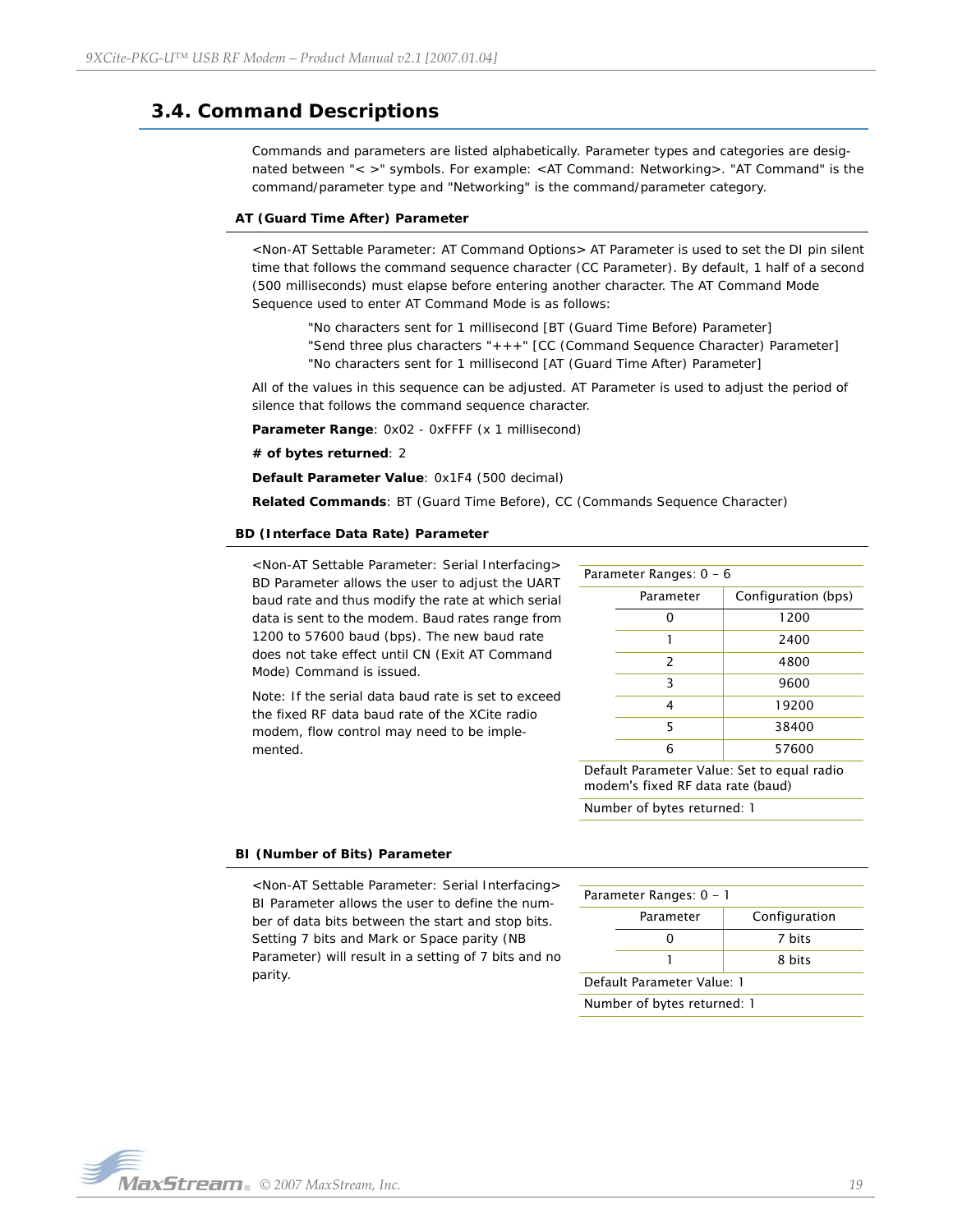## 3.4. Command Descriptions

Commands and parameters are listed alphabetically. Parameter types and categories are designated between "< >" symbols. For example: <AT Command: Networking>. "AT Command" is the command/parameter type and "Networking" is the command/parameter category.

### AT (Guard Time After) Parameter

<Non-AT Settable Parameter: AT Command Options> AT Parameter is used to set the DI pin silent time that follows the command sequence character (CC Parameter). By default, 1 half of a second (500 milliseconds) must elapse before entering another character. The AT Command Mode Sequence used to enter AT Command Mode is as follows:

> "No characters sent for 1 millisecond [BT (Guard Time Before) Parameter]
> "Send three plus characters "+++" [CC (Command Sequence Character) Parameter]
> "No characters sent for 1 millisecond [AT (Guard Time After) Parameter]

All of the values in this sequence can be adjusted. AT Parameter is used to adjust the period of silence that follows the command sequence character.

**Parameter Range**: 0x02 - 0xFFFF (x 1 millisecond)

**# of bytes returned**: 2

**Default Parameter Value**: 0x1F4 (500 decimal)

**Related Commands**: BT (Guard Time Before), CC (Commands Sequence Character)

### BD (Interface Data Rate) Parameter

<Non-AT Settable Parameter: Serial Interfacing> BD Parameter allows the user to adjust the UART baud rate and thus modify the rate at which serial data is sent to the modem. Baud rates range from 1200 to 57600 baud (bps). The new baud rate does not take effect until CN (Exit AT Command Mode) Command is issued.

Note: If the serial data baud rate is set to exceed the fixed RF data baud rate of the XCite radio modem, flow control may need to be implemented.

Parameter Ranges: 0 – 6

| Parameter | Configuration (bps) |
|---|---|
| 0 | 1200 |
| 1 | 2400 |
| 2 | 4800 |
| 3 | 9600 |
| 4 | 19200 |
| 5 | 38400 |
| 6 | 57600 |

Default Parameter Value: Set to equal radio modem's fixed RF data rate (baud)

Number of bytes returned: 1

### BI (Number of Bits) Parameter

<Non-AT Settable Parameter: Serial Interfacing> BI Parameter allows the user to define the number of data bits between the start and stop bits. Setting 7 bits and Mark or Space parity (NB Parameter) will result in a setting of 7 bits and no parity.

Parameter Ranges: 0 – 1

| Parameter | Configuration |
|---|---|
| 0 | 7 bits |
| 1 | 8 bits |

Default Parameter Value: 1

Number of bytes returned: 1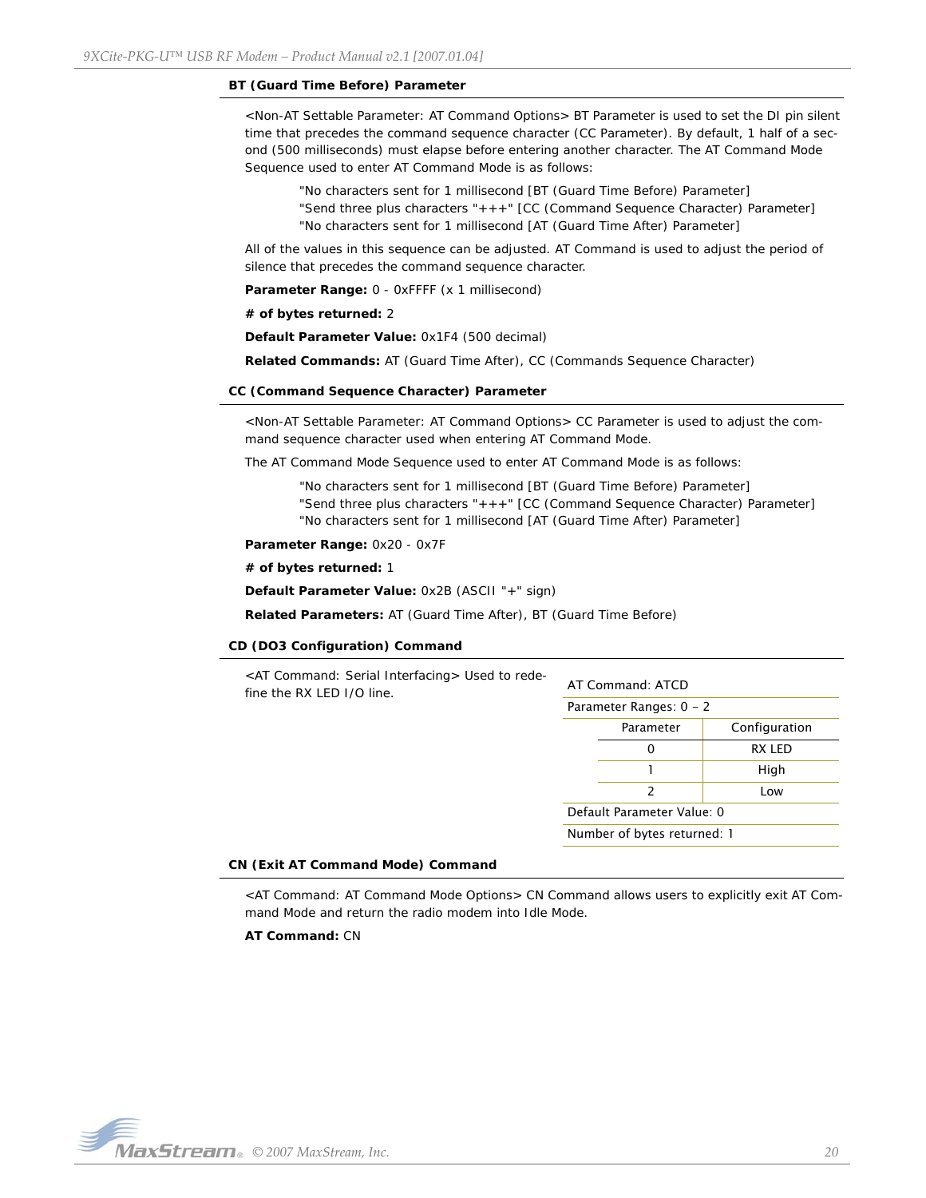### BT (Guard Time Before) Parameter

<Non-AT Settable Parameter: AT Command Options> BT Parameter is used to set the DI pin silent time that precedes the command sequence character (CC Parameter). By default, 1 half of a second (500 milliseconds) must elapse before entering another character. The AT Command Mode Sequence used to enter AT Command Mode is as follows:

"No characters sent for 1 millisecond [BT (Guard Time Before) Parameter]
"Send three plus characters "+++" [CC (Command Sequence Character) Parameter]
"No characters sent for 1 millisecond [AT (Guard Time After) Parameter]

All of the values in this sequence can be adjusted. AT Command is used to adjust the period of silence that precedes the command sequence character.

**Parameter Range:** 0 - 0xFFFF (x 1 millisecond)

**# of bytes returned:** 2

**Default Parameter Value:** 0x1F4 (500 decimal)

**Related Commands:** AT (Guard Time After), CC (Commands Sequence Character)

### CC (Command Sequence Character) Parameter

<Non-AT Settable Parameter: AT Command Options> CC Parameter is used to adjust the command sequence character used when entering AT Command Mode.

The AT Command Mode Sequence used to enter AT Command Mode is as follows:

"No characters sent for 1 millisecond [BT (Guard Time Before) Parameter]
"Send three plus characters "+++" [CC (Command Sequence Character) Parameter]
"No characters sent for 1 millisecond [AT (Guard Time After) Parameter]

**Parameter Range:** 0x20 - 0x7F

**# of bytes returned:** 1

**Default Parameter Value:** 0x2B (ASCII "+" sign)

**Related Parameters:** AT (Guard Time After), BT (Guard Time Before)

### CD (DO3 Configuration) Command

<AT Command: Serial Interfacing> Used to redefine the RX LED I/O line.

AT Command: ATCD

Parameter Ranges: 0 – 2

| Parameter | Configuration |
|---|---|
| 0 | RX LED |
| 1 | High |
| 2 | Low |

Default Parameter Value: 0

Number of bytes returned: 1

### CN (Exit AT Command Mode) Command

<AT Command: AT Command Mode Options> CN Command allows users to explicitly exit AT Command Mode and return the radio modem into Idle Mode.

**AT Command:** CN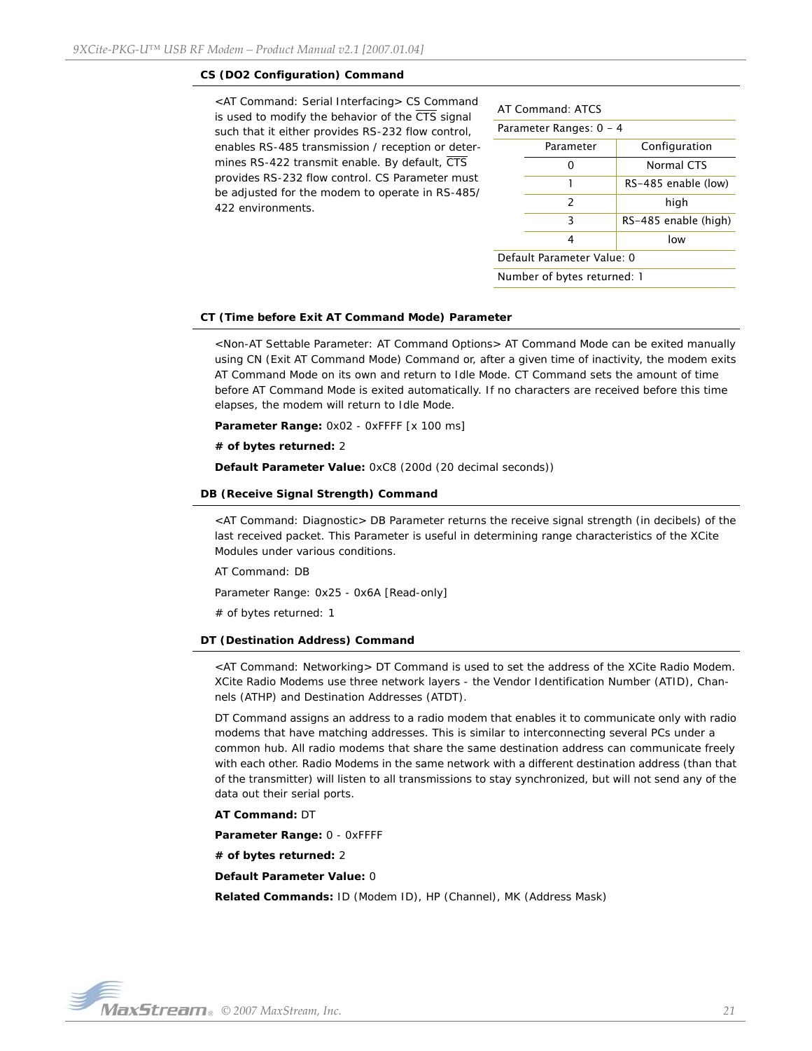### CS (DO2 Configuration) Command

<AT Command: Serial Interfacing> CS Command is used to modify the behavior of the $\overline{\text{CTS}}$ signal such that it either provides RS-232 flow control, enables RS-485 transmission / reception or determines RS-422 transmit enable. By default, $\overline{\text{CTS}}$ provides RS-232 flow control. CS Parameter must be adjusted for the modem to operate in RS-485/422 environments.

AT Command: ATCS

Parameter Ranges: 0 – 4

| Parameter | Configuration |
|---|---|
| 0 | Normal CTS |
| 1 | RS-485 enable (low) |
| 2 | high |
| 3 | RS-485 enable (high) |
| 4 | low |

Default Parameter Value: 0

Number of bytes returned: 1

### CT (Time before Exit AT Command Mode) Parameter

<Non-AT Settable Parameter: AT Command Options> AT Command Mode can be exited manually using CN (Exit AT Command Mode) Command or, after a given time of inactivity, the modem exits AT Command Mode on its own and return to Idle Mode. CT Command sets the amount of time before AT Command Mode is exited automatically. If no characters are received before this time elapses, the modem will return to Idle Mode.

**Parameter Range:** 0x02 - 0xFFFF [x 100 ms]

**# of bytes returned:** 2

**Default Parameter Value:** 0xC8 (200d (20 decimal seconds))

### DB (Receive Signal Strength) Command

<AT Command: Diagnostic> DB Parameter returns the receive signal strength (in decibels) of the last received packet. This Parameter is useful in determining range characteristics of the XCite Modules under various conditions.

AT Command: DB

Parameter Range: 0x25 - 0x6A [Read-only]

# of bytes returned: 1

### DT (Destination Address) Command

<AT Command: Networking> DT Command is used to set the address of the XCite Radio Modem. XCite Radio Modems use three network layers - the Vendor Identification Number (ATID), Channels (ATHP) and Destination Addresses (ATDT).

DT Command assigns an address to a radio modem that enables it to communicate only with radio modems that have matching addresses. This is similar to interconnecting several PCs under a common hub. All radio modems that share the same destination address can communicate freely with each other. Radio Modems in the same network with a different destination address (than that of the transmitter) will listen to all transmissions to stay synchronized, but will not send any of the data out their serial ports.

**AT Command:** DT

**Parameter Range:** 0 - 0xFFFF

**# of bytes returned:** 2

**Default Parameter Value:** 0

**Related Commands:** ID (Modem ID), HP (Channel), MK (Address Mask)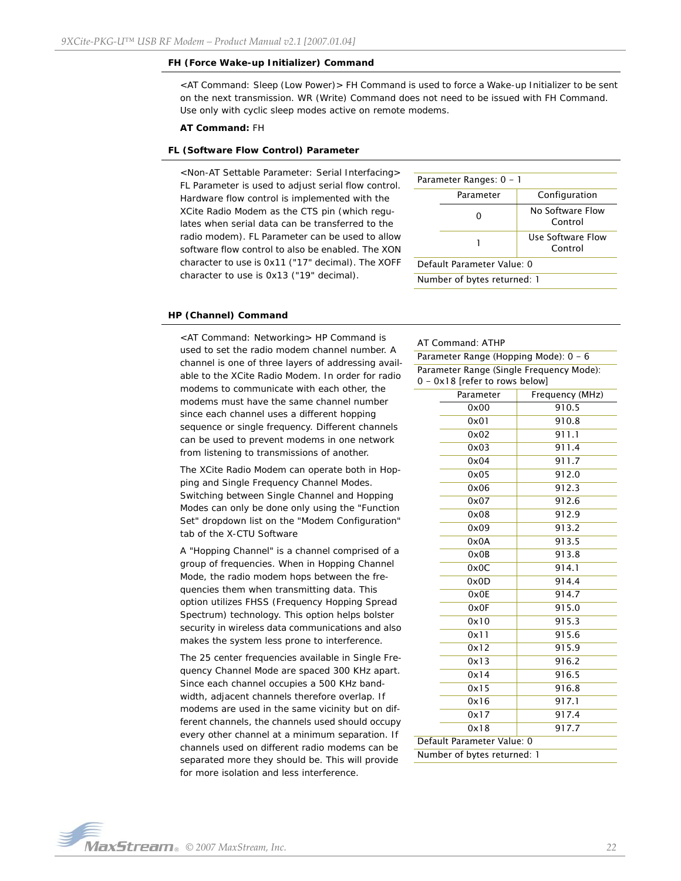#### FH (Force Wake-up Initializer) Command

<AT Command: Sleep (Low Power)> FH Command is used to force a Wake-up Initializer to be sent on the next transmission. WR (Write) Command does not need to be issued with FH Command. Use only with cyclic sleep modes active on remote modems.

**AT Command:** FH

#### FL (Software Flow Control) Parameter

<Non-AT Settable Parameter: Serial Interfacing> FL Parameter is used to adjust serial flow control. Hardware flow control is implemented with the XCite Radio Modem as the CTS pin (which regulates when serial data can be transferred to the radio modem). FL Parameter can be used to allow software flow control to also be enabled. The XON character to use is 0x11 ("17" decimal). The XOFF character to use is 0x13 ("19" decimal).

Parameter Ranges: 0 – 1

| Parameter | Configuration |
|---|---|
| 0 | No Software Flow Control |
| 1 | Use Software Flow Control |

Default Parameter Value: 0

Number of bytes returned: 1

#### HP (Channel) Command

<AT Command: Networking> HP Command is used to set the radio modem channel number. A channel is one of three layers of addressing available to the XCite Radio Modem. In order for radio modems to communicate with each other, the modems must have the same channel number since each channel uses a different hopping sequence or single frequency. Different channels can be used to prevent modems in one network from listening to transmissions of another.

The XCite Radio Modem can operate both in Hopping and Single Frequency Channel Modes. Switching between Single Channel and Hopping Modes can only be done only using the "Function Set" dropdown list on the "Modem Configuration" tab of the X-CTU Software

A "Hopping Channel" is a channel comprised of a group of frequencies. When in Hopping Channel Mode, the radio modem hops between the frequencies them when transmitting data. This option utilizes FHSS (Frequency Hopping Spread Spectrum) technology. This option helps bolster security in wireless data communications and also makes the system less prone to interference.

The 25 center frequencies available in Single Frequency Channel Mode are spaced 300 KHz apart. Since each channel occupies a 500 KHz bandwidth, adjacent channels therefore overlap. If modems are used in the same vicinity but on different channels, the channels used should occupy every other channel at a minimum separation. If channels used on different radio modems can be separated more they should be. This will provide for more isolation and less interference.

AT Command: ATHP

Parameter Range (Hopping Mode): 0 – 6

Parameter Range (Single Frequency Mode): 0 – 0x18 [refer to rows below]

| Parameter | Frequency (MHz) |
|---|---|
| 0x00 | 910.5 |
| 0x01 | 910.8 |
| 0x02 | 911.1 |
| 0x03 | 911.4 |
| 0x04 | 911.7 |
| 0x05 | 912.0 |
| 0x06 | 912.3 |
| 0x07 | 912.6 |
| 0x08 | 912.9 |
| 0x09 | 913.2 |
| 0x0A | 913.5 |
| 0x0B | 913.8 |
| 0x0C | 914.1 |
| 0x0D | 914.4 |
| 0x0E | 914.7 |
| 0x0F | 915.0 |
| 0x10 | 915.3 |
| 0x11 | 915.6 |
| 0x12 | 915.9 |
| 0x13 | 916.2 |
| 0x14 | 916.5 |
| 0x15 | 916.8 |
| 0x16 | 917.1 |
| 0x17 | 917.4 |
| 0x18 | 917.7 |

Default Parameter Value: 0

Number of bytes returned: 1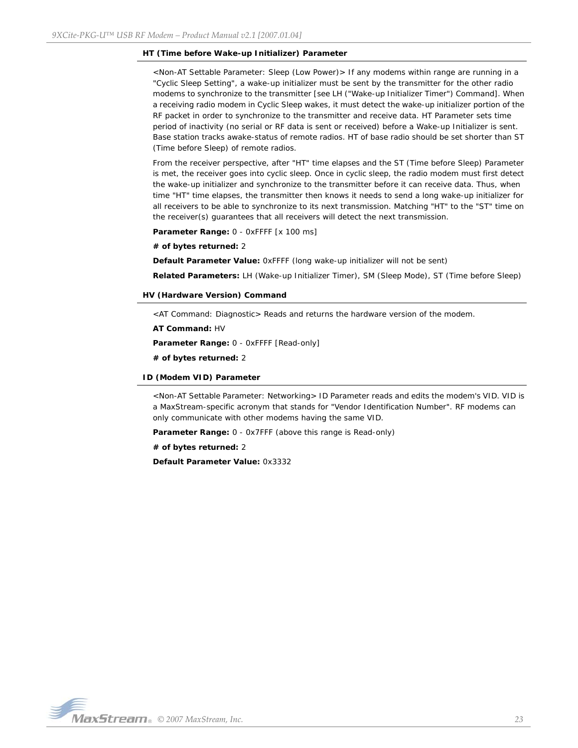### HT (Time before Wake-up Initializer) Parameter

<Non-AT Settable Parameter: Sleep (Low Power)> If any modems within range are running in a "Cyclic Sleep Setting", a wake-up initializer must be sent by the transmitter for the other radio modems to synchronize to the transmitter [see LH ("Wake-up Initializer Timer") Command]. When a receiving radio modem in Cyclic Sleep wakes, it must detect the wake-up initializer portion of the RF packet in order to synchronize to the transmitter and receive data. HT Parameter sets time period of inactivity (no serial or RF data is sent or received) before a Wake-up Initializer is sent. Base station tracks awake-status of remote radios. HT of base radio should be set shorter than ST (Time before Sleep) of remote radios.

From the receiver perspective, after "HT" time elapses and the ST (Time before Sleep) Parameter is met, the receiver goes into cyclic sleep. Once in cyclic sleep, the radio modem must first detect the wake-up initializer and synchronize to the transmitter before it can receive data. Thus, when time "HT" time elapses, the transmitter then knows it needs to send a long wake-up initializer for all receivers to be able to synchronize to its next transmission. Matching "HT" to the "ST" time on the receiver(s) guarantees that all receivers will detect the next transmission.

**Parameter Range:** 0 - 0xFFFF [x 100 ms]

**# of bytes returned:** 2

**Default Parameter Value:** 0xFFFF (long wake-up initializer will not be sent)

**Related Parameters:** LH (Wake-up Initializer Timer), SM (Sleep Mode), ST (Time before Sleep)

### HV (Hardware Version) Command

<AT Command: Diagnostic> Reads and returns the hardware version of the modem.

**AT Command:** HV

**Parameter Range:** 0 - 0xFFFF [Read-only]

**# of bytes returned:** 2

### ID (Modem VID) Parameter

<Non-AT Settable Parameter: Networking> ID Parameter reads and edits the modem's VID. VID is a MaxStream-specific acronym that stands for "Vendor Identification Number". RF modems can only communicate with other modems having the same VID.

**Parameter Range:** 0 - 0x7FFF (above this range is Read-only)

**# of bytes returned:** 2

**Default Parameter Value:** 0x3332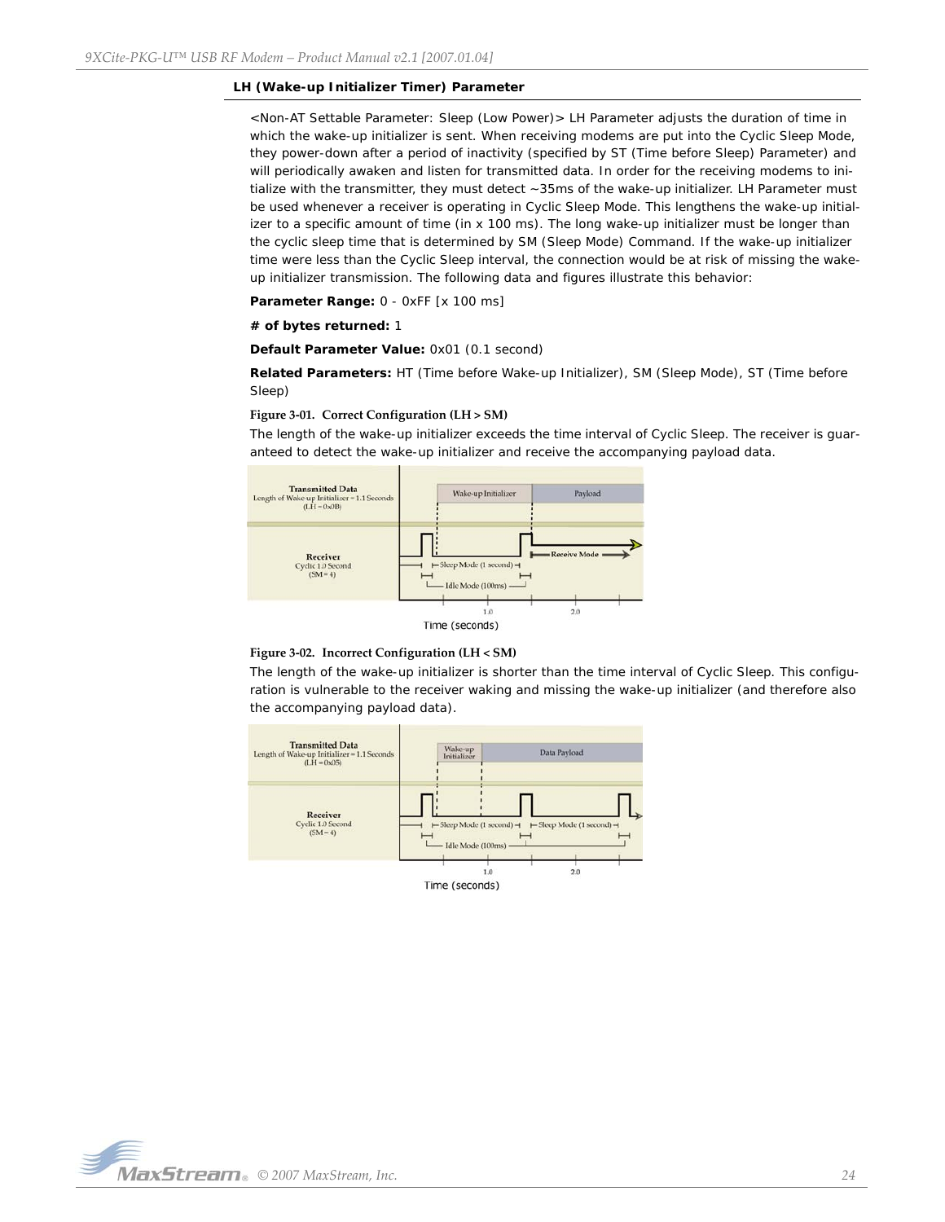### LH (Wake-up Initializer Timer) Parameter

<Non-AT Settable Parameter: Sleep (Low Power)> LH Parameter adjusts the duration of time in which the wake-up initializer is sent. When receiving modems are put into the Cyclic Sleep Mode, they power-down after a period of inactivity (specified by ST (Time before Sleep) Parameter) and will periodically awaken and listen for transmitted data. In order for the receiving modems to initialize with the transmitter, they must detect ~35ms of the wake-up initializer. LH Parameter must be used whenever a receiver is operating in Cyclic Sleep Mode. This lengthens the wake-up initializer to a specific amount of time (in x 100 ms). The long wake-up initializer must be longer than the cyclic sleep time that is determined by SM (Sleep Mode) Command. If the wake-up initializer time were less than the Cyclic Sleep interval, the connection would be at risk of missing the wake-up initializer transmission. The following data and figures illustrate this behavior:

**Parameter Range:** 0 - 0xFF [x 100 ms]

**# of bytes returned:** 1

**Default Parameter Value:** 0x01 (0.1 second)

**Related Parameters:** HT (Time before Wake-up Initializer), SM (Sleep Mode), ST (Time before Sleep)

**Figure 3-01. Correct Configuration (LH > SM)**

The length of the wake-up initializer exceeds the time interval of Cyclic Sleep. The receiver is guaranteed to detect the wake-up initializer and receive the accompanying payload data.

**Figure 3-02. Incorrect Configuration (LH < SM)**

The length of the wake-up initializer is shorter than the time interval of Cyclic Sleep. This configuration is vulnerable to the receiver waking and missing the wake-up initializer (and therefore also the accompanying payload data).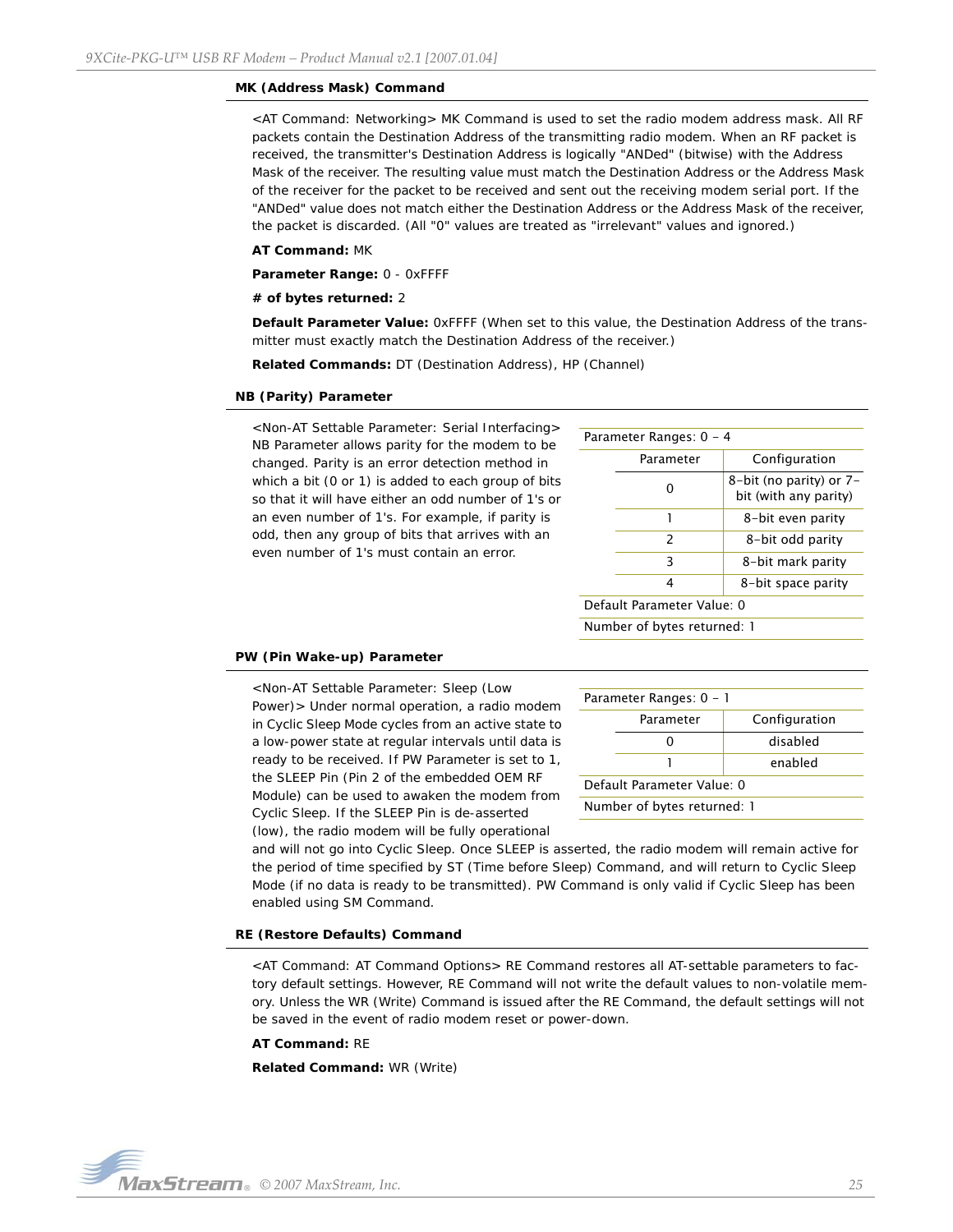### MK (Address Mask) Command

<AT Command: Networking> MK Command is used to set the radio modem address mask. All RF packets contain the Destination Address of the transmitting radio modem. When an RF packet is received, the transmitter's Destination Address is logically "ANDed" (bitwise) with the Address Mask of the receiver. The resulting value must match the Destination Address or the Address Mask of the receiver for the packet to be received and sent out the receiving modem serial port. If the "ANDed" value does not match either the Destination Address or the Address Mask of the receiver, the packet is discarded. (All "0" values are treated as "irrelevant" values and ignored.)

**AT Command:** MK

**Parameter Range:** 0 - 0xFFFF

**# of bytes returned:** 2

**Default Parameter Value:** 0xFFFF (When set to this value, the Destination Address of the transmitter must exactly match the Destination Address of the receiver.)

**Related Commands:** DT (Destination Address), HP (Channel)

### NB (Parity) Parameter

<Non-AT Settable Parameter: Serial Interfacing> NB Parameter allows parity for the modem to be changed. Parity is an error detection method in which a bit (0 or 1) is added to each group of bits so that it will have either an odd number of 1's or an even number of 1's. For example, if parity is odd, then any group of bits that arrives with an even number of 1's must contain an error.

Parameter Ranges: 0 – 4

| Parameter | Configuration |
|---|---|
| 0 | 8-bit (no parity) or 7-bit (with any parity) |
| 1 | 8-bit even parity |
| 2 | 8-bit odd parity |
| 3 | 8-bit mark parity |
| 4 | 8-bit space parity |

Default Parameter Value: 0

Number of bytes returned: 1

### PW (Pin Wake-up) Parameter

<Non-AT Settable Parameter: Sleep (Low Power)> Under normal operation, a radio modem in Cyclic Sleep Mode cycles from an active state to a low-power state at regular intervals until data is ready to be received. If PW Parameter is set to 1, the SLEEP Pin (Pin 2 of the embedded OEM RF Module) can be used to awaken the modem from Cyclic Sleep. If the SLEEP Pin is de-asserted (low), the radio modem will be fully operational and will not go into Cyclic Sleep. Once SLEEP is asserted, the radio modem will remain active for the period of time specified by ST (Time before Sleep) Command, and will return to Cyclic Sleep Mode (if no data is ready to be transmitted). PW Command is only valid if Cyclic Sleep has been enabled using SM Command.

Parameter Ranges: 0 – 1

| Parameter | Configuration |
|---|---|
| 0 | disabled |
| 1 | enabled |

Default Parameter Value: 0

Number of bytes returned: 1

### RE (Restore Defaults) Command

<AT Command: AT Command Options> RE Command restores all AT-settable parameters to factory default settings. However, RE Command will not write the default values to non-volatile memory. Unless the WR (Write) Command is issued after the RE Command, the default settings will not be saved in the event of radio modem reset or power-down.

**AT Command:** RE

**Related Command:** WR (Write)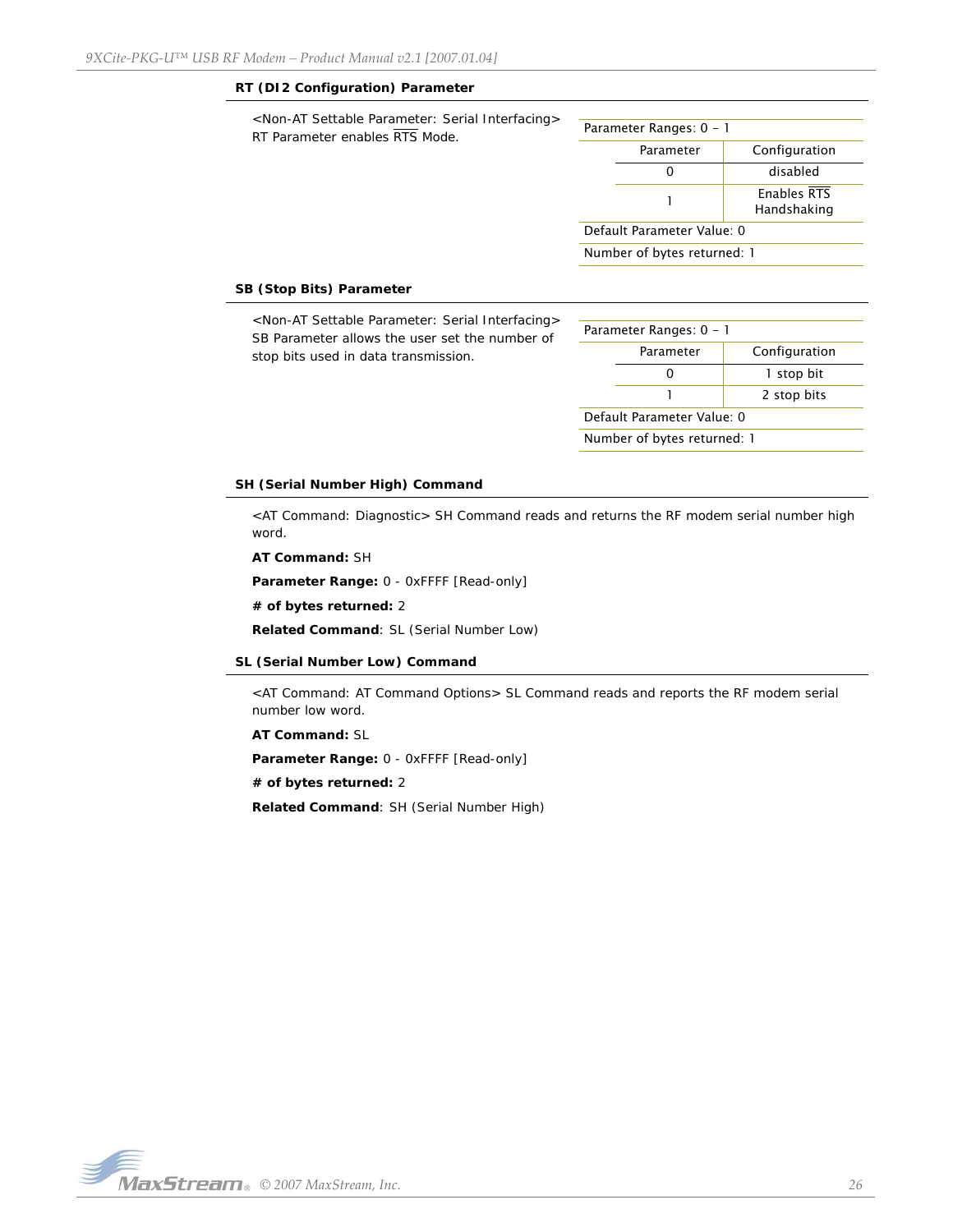### RT (DI2 Configuration) Parameter

<Non-AT Settable Parameter: Serial Interfacing> RT Parameter enables $\overline{RTS}$ Mode.

| Parameter Ranges: 0 – 1 | |
|---|---|
| Parameter | Configuration |
| 0 | disabled |
| 1 | Enables $\overline{RTS}$ Handshaking |
| Default Parameter Value: 0 | |
| Number of bytes returned: 1 | |

### SB (Stop Bits) Parameter

<Non-AT Settable Parameter: Serial Interfacing> SB Parameter allows the user set the number of stop bits used in data transmission.

| Parameter Ranges: 0 – 1 | |
|---|---|
| Parameter | Configuration |
| 0 | 1 stop bit |
| 1 | 2 stop bits |
| Default Parameter Value: 0 | |
| Number of bytes returned: 1 | |

### SH (Serial Number High) Command

<AT Command: Diagnostic> SH Command reads and returns the RF modem serial number high word.

**AT Command:** SH

**Parameter Range:** 0 - 0xFFFF [Read-only]

**# of bytes returned:** 2

**Related Command**: SL (Serial Number Low)

### SL (Serial Number Low) Command

<AT Command: AT Command Options> SL Command reads and reports the RF modem serial number low word.

**AT Command:** SL

**Parameter Range:** 0 - 0xFFFF [Read-only]

**# of bytes returned:** 2

**Related Command**: SH (Serial Number High)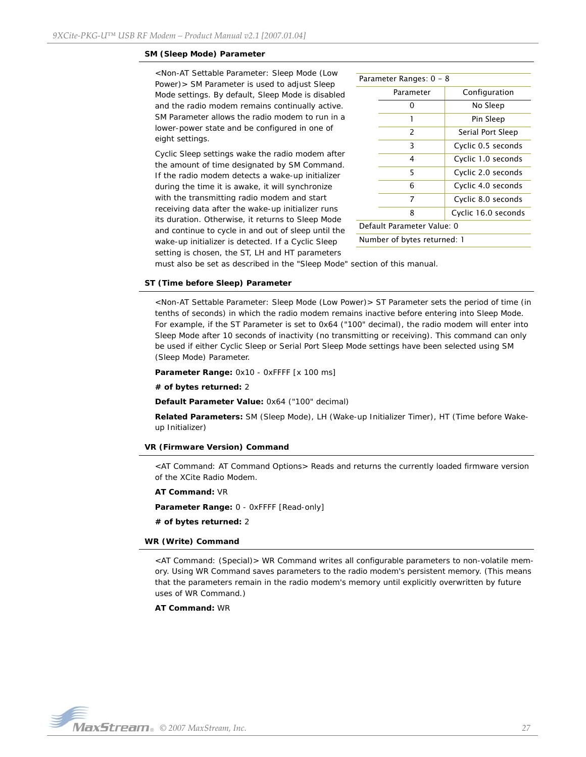#### SM (Sleep Mode) Parameter

<Non-AT Settable Parameter: Sleep Mode (Low Power)> SM Parameter is used to adjust Sleep Mode settings. By default, Sleep Mode is disabled and the radio modem remains continually active. SM Parameter allows the radio modem to run in a lower-power state and be configured in one of eight settings.

Cyclic Sleep settings wake the radio modem after the amount of time designated by SM Command. If the radio modem detects a wake-up initializer during the time it is awake, it will synchronize with the transmitting radio modem and start receiving data after the wake-up initializer runs its duration. Otherwise, it returns to Sleep Mode and continue to cycle in and out of sleep until the wake-up initializer is detected. If a Cyclic Sleep setting is chosen, the ST, LH and HT parameters must also be set as described in the "Sleep Mode" section of this manual.

Parameter Ranges: 0 – 8

| Parameter | Configuration |
|---|---|
| 0 | No Sleep |
| 1 | Pin Sleep |
| 2 | Serial Port Sleep |
| 3 | Cyclic 0.5 seconds |
| 4 | Cyclic 1.0 seconds |
| 5 | Cyclic 2.0 seconds |
| 6 | Cyclic 4.0 seconds |
| 7 | Cyclic 8.0 seconds |
| 8 | Cyclic 16.0 seconds |

Default Parameter Value: 0

Number of bytes returned: 1

#### ST (Time before Sleep) Parameter

<Non-AT Settable Parameter: Sleep Mode (Low Power)> ST Parameter sets the period of time (in tenths of seconds) in which the radio modem remains inactive before entering into Sleep Mode. For example, if the ST Parameter is set to 0x64 ("100" decimal), the radio modem will enter into Sleep Mode after 10 seconds of inactivity (no transmitting or receiving). This command can only be used if either Cyclic Sleep or Serial Port Sleep Mode settings have been selected using SM (Sleep Mode) Parameter.

**Parameter Range:** 0x10 - 0xFFFF [x 100 ms]

**# of bytes returned:** 2

**Default Parameter Value:** 0x64 ("100" decimal)

**Related Parameters:** SM (Sleep Mode), LH (Wake-up Initializer Timer), HT (Time before Wake-up Initializer)

#### VR (Firmware Version) Command

<AT Command: AT Command Options> Reads and returns the currently loaded firmware version of the XCite Radio Modem.

**AT Command:** VR

**Parameter Range:** 0 - 0xFFFF [Read-only]

**# of bytes returned:** 2

#### WR (Write) Command

<AT Command: (Special)> WR Command writes all configurable parameters to non-volatile memory. Using WR Command saves parameters to the radio modem's persistent memory. (This means that the parameters remain in the radio modem's memory until explicitly overwritten by future uses of WR Command.)

**AT Command:** WR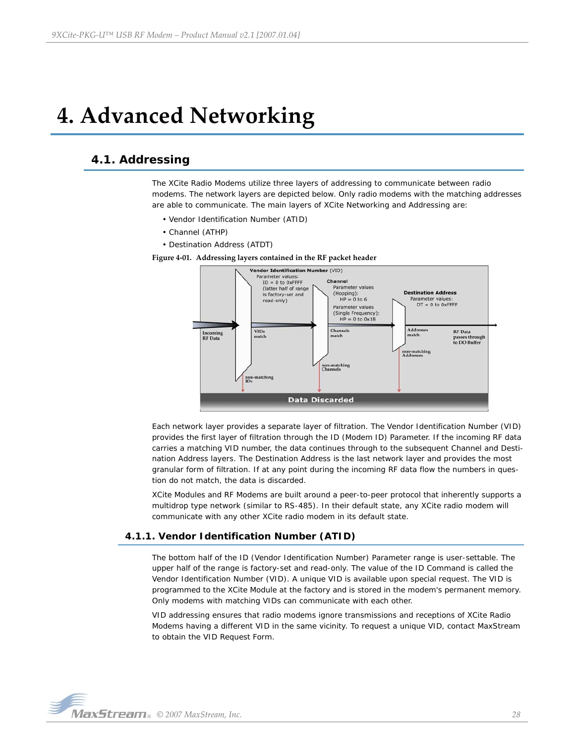# 4. Advanced Networking

## 4.1. Addressing

The XCite Radio Modems utilize three layers of addressing to communicate between radio modems. The network layers are depicted below. Only radio modems with the matching addresses are able to communicate. The main layers of XCite Networking and Addressing are:

- Vendor Identification Number (ATID)
- Channel (ATHP)
- Destination Address (ATDT)

**Figure 4-01. Addressing layers contained in the RF packet header**

Each network layer provides a separate layer of filtration. The Vendor Identification Number (VID) provides the first layer of filtration through the ID (Modem ID) Parameter. If the incoming RF data carries a matching VID number, the data continues through to the subsequent Channel and Destination Address layers. The Destination Address is the last network layer and provides the most granular form of filtration. If at any point during the incoming RF data flow the numbers in question do not match, the data is discarded.

XCite Modules and RF Modems are built around a peer-to-peer protocol that inherently supports a multidrop type network (similar to RS-485). In their default state, any XCite radio modem will communicate with any other XCite radio modem in its default state.

### 4.1.1. Vendor Identification Number (ATID)

The bottom half of the ID (Vendor Identification Number) Parameter range is user-settable. The upper half of the range is factory-set and read-only. The value of the ID Command is called the Vendor Identification Number (VID). A unique VID is available upon special request. The VID is programmed to the XCite Module at the factory and is stored in the modem's permanent memory. Only modems with matching VIDs can communicate with each other.

VID addressing ensures that radio modems ignore transmissions and receptions of XCite Radio Modems having a different VID in the same vicinity. To request a unique VID, contact MaxStream to obtain the VID Request Form.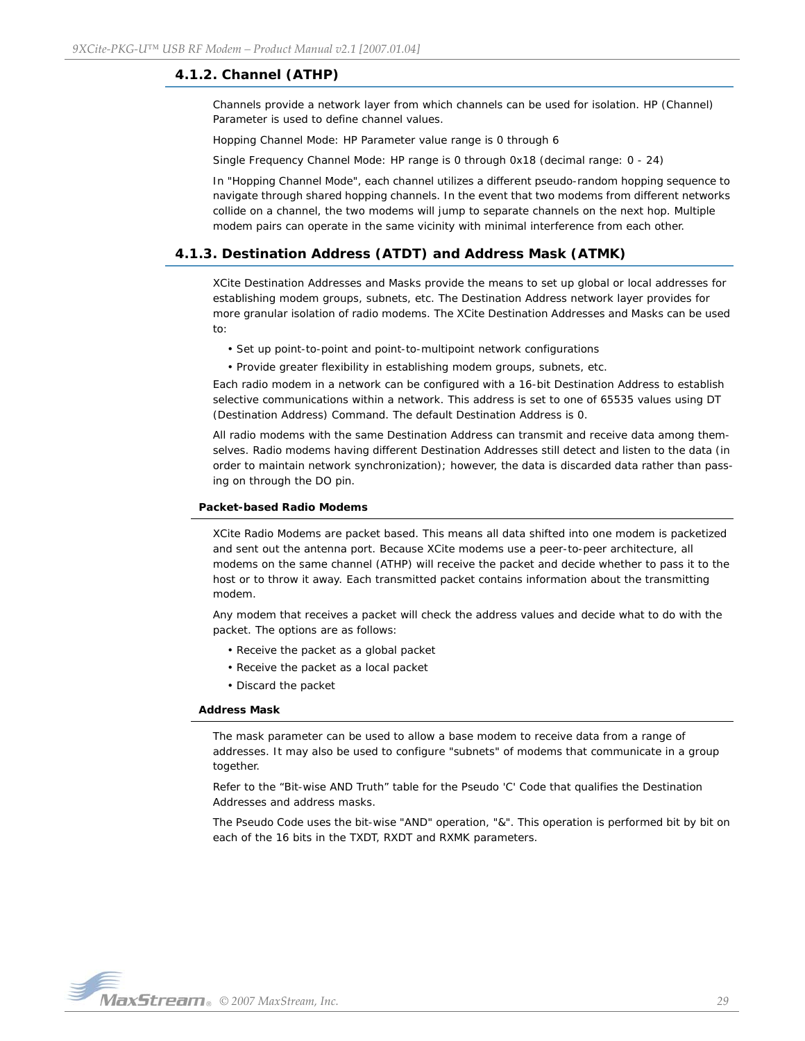### 4.1.2. Channel (ATHP)

Channels provide a network layer from which channels can be used for isolation. HP (Channel) Parameter is used to define channel values.

Hopping Channel Mode: HP Parameter value range is 0 through 6

Single Frequency Channel Mode: HP range is 0 through 0x18 (decimal range: 0 - 24)

In "Hopping Channel Mode", each channel utilizes a different pseudo-random hopping sequence to navigate through shared hopping channels. In the event that two modems from different networks collide on a channel, the two modems will jump to separate channels on the next hop. Multiple modem pairs can operate in the same vicinity with minimal interference from each other.

### 4.1.3. Destination Address (ATDT) and Address Mask (ATMK)

XCite Destination Addresses and Masks provide the means to set up global or local addresses for establishing modem groups, subnets, etc. The Destination Address network layer provides for more granular isolation of radio modems. The XCite Destination Addresses and Masks can be used to:

- Set up point-to-point and point-to-multipoint network configurations
- Provide greater flexibility in establishing modem groups, subnets, etc.

Each radio modem in a network can be configured with a 16-bit Destination Address to establish selective communications within a network. This address is set to one of 65535 values using DT (Destination Address) Command. The default Destination Address is 0.

All radio modems with the same Destination Address can transmit and receive data among themselves. Radio modems having different Destination Addresses still detect and listen to the data (in order to maintain network synchronization); however, the data is discarded data rather than passing on through the DO pin.

#### Packet-based Radio Modems

XCite Radio Modems are packet based. This means all data shifted into one modem is packetized and sent out the antenna port. Because XCite modems use a peer-to-peer architecture, all modems on the same channel (ATHP) will receive the packet and decide whether to pass it to the host or to throw it away. Each transmitted packet contains information about the transmitting modem.

Any modem that receives a packet will check the address values and decide what to do with the packet. The options are as follows:

- Receive the packet as a global packet
- Receive the packet as a local packet
- Discard the packet

#### Address Mask

The mask parameter can be used to allow a base modem to receive data from a range of addresses. It may also be used to configure "subnets" of modems that communicate in a group together.

Refer to the “Bit-wise AND Truth” table for the Pseudo 'C' Code that qualifies the Destination Addresses and address masks.

The Pseudo Code uses the bit-wise "AND" operation, "&". This operation is performed bit by bit on each of the 16 bits in the TXDT, RXDT and RXMK parameters.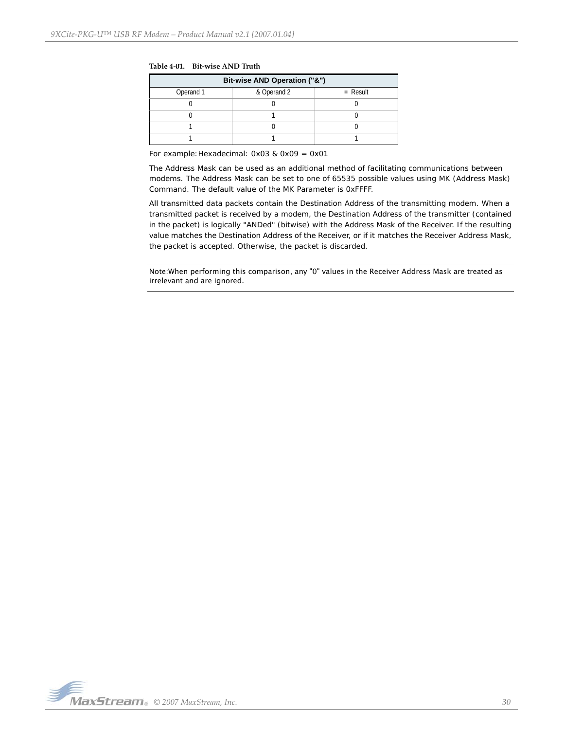**Table 4-01. Bit-wise AND Truth**

| Bit-wise AND Operation ("&") | | |
|---|---|---|
| Operand 1 | & Operand 2 | = Result |
| 0 | 0 | 0 |
| 0 | 1 | 0 |
| 1 | 0 | 0 |
| 1 | 1 | 1 |

For example: Hexadecimal: 0x03 & 0x09 = 0x01

The Address Mask can be used as an additional method of facilitating communications between modems. The Address Mask can be set to one of 65535 possible values using MK (Address Mask) Command. The default value of the MK Parameter is 0xFFFF.

All transmitted data packets contain the Destination Address of the transmitting modem. When a transmitted packet is received by a modem, the Destination Address of the transmitter (contained in the packet) is logically "ANDed" (bitwise) with the Address Mask of the Receiver. If the resulting value matches the Destination Address of the Receiver, or if it matches the Receiver Address Mask, the packet is accepted. Otherwise, the packet is discarded.

---

Note: When performing this comparison, any "0" values in the Receiver Address Mask are treated as irrelevant and are ignored.

---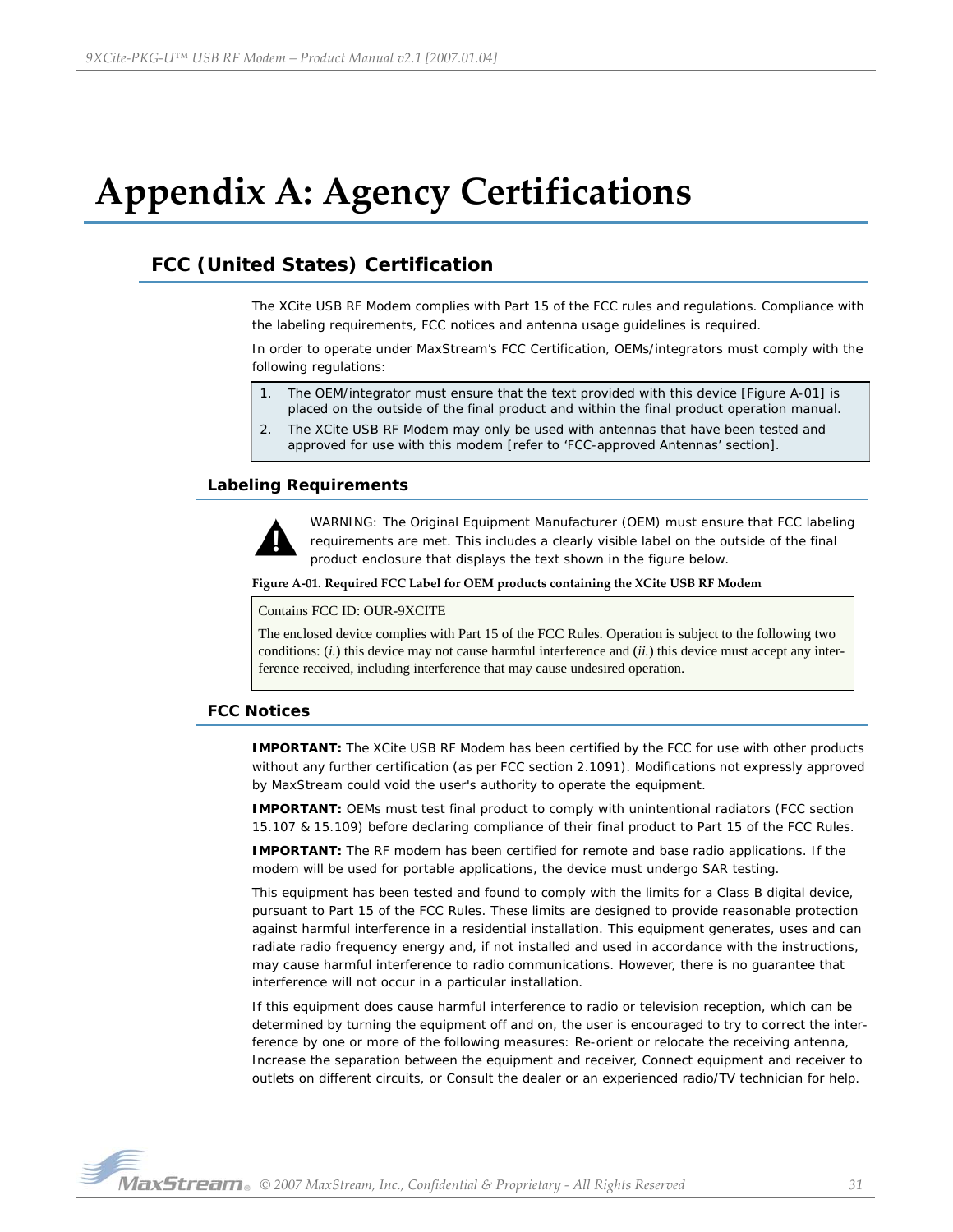# Appendix A: Agency Certifications

## FCC (United States) Certification

The XCite USB RF Modem complies with Part 15 of the FCC rules and regulations. Compliance with the labeling requirements, FCC notices and antenna usage guidelines is required.

In order to operate under MaxStream's FCC Certification, OEMs/integrators must comply with the following regulations:

1. The OEM/integrator must ensure that the text provided with this device [Figure A-01] is placed on the outside of the final product and within the final product operation manual.
2. The XCite USB RF Modem may only be used with antennas that have been tested and approved for use with this modem [refer to 'FCC-approved Antennas' section].

### Labeling Requirements

WARNING: The Original Equipment Manufacturer (OEM) must ensure that FCC labeling requirements are met. This includes a clearly visible label on the outside of the final product enclosure that displays the text shown in the figure below.

**Figure A-01. Required FCC Label for OEM products containing the XCite USB RF Modem**

> Contains FCC ID: OUR-9XCITE
>
> The enclosed device complies with Part 15 of the FCC Rules. Operation is subject to the following two conditions: (*i.*) this device may not cause harmful interference and (*ii.*) this device must accept any interference received, including interference that may cause undesired operation.

### FCC Notices

**IMPORTANT:** The XCite USB RF Modem has been certified by the FCC for use with other products without any further certification (as per FCC section 2.1091). Modifications not expressly approved by MaxStream could void the user's authority to operate the equipment.

**IMPORTANT:** OEMs must test final product to comply with unintentional radiators (FCC section 15.107 & 15.109) before declaring compliance of their final product to Part 15 of the FCC Rules.

**IMPORTANT:** The RF modem has been certified for remote and base radio applications. If the modem will be used for portable applications, the device must undergo SAR testing.

This equipment has been tested and found to comply with the limits for a Class B digital device, pursuant to Part 15 of the FCC Rules. These limits are designed to provide reasonable protection against harmful interference in a residential installation. This equipment generates, uses and can radiate radio frequency energy and, if not installed and used in accordance with the instructions, may cause harmful interference to radio communications. However, there is no guarantee that interference will not occur in a particular installation.

If this equipment does cause harmful interference to radio or television reception, which can be determined by turning the equipment off and on, the user is encouraged to try to correct the interference by one or more of the following measures: Re-orient or relocate the receiving antenna, Increase the separation between the equipment and receiver, Connect equipment and receiver to outlets on different circuits, or Consult the dealer or an experienced radio/TV technician for help.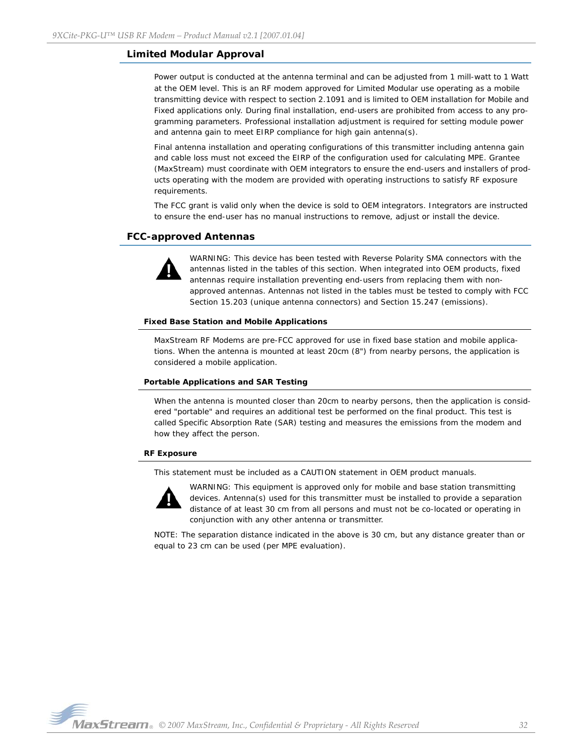## Limited Modular Approval

Power output is conducted at the antenna terminal and can be adjusted from 1 mill-watt to 1 Watt at the OEM level. This is an RF modem approved for Limited Modular use operating as a mobile transmitting device with respect to section 2.1091 and is limited to OEM installation for Mobile and Fixed applications only. During final installation, end-users are prohibited from access to any programming parameters. Professional installation adjustment is required for setting module power and antenna gain to meet EIRP compliance for high gain antenna(s).

Final antenna installation and operating configurations of this transmitter including antenna gain and cable loss must not exceed the EIRP of the configuration used for calculating MPE. Grantee (MaxStream) must coordinate with OEM integrators to ensure the end-users and installers of products operating with the modem are provided with operating instructions to satisfy RF exposure requirements.

The FCC grant is valid only when the device is sold to OEM integrators. Integrators are instructed to ensure the end-user has no manual instructions to remove, adjust or install the device.

## FCC-approved Antennas

WARNING: This device has been tested with Reverse Polarity SMA connectors with the antennas listed in the tables of this section. When integrated into OEM products, fixed antennas require installation preventing end-users from replacing them with non-approved antennas. Antennas not listed in the tables must be tested to comply with FCC Section 15.203 (unique antenna connectors) and Section 15.247 (emissions).

### Fixed Base Station and Mobile Applications

MaxStream RF Modems are pre-FCC approved for use in fixed base station and mobile applications. When the antenna is mounted at least 20cm (8") from nearby persons, the application is considered a mobile application.

### Portable Applications and SAR Testing

When the antenna is mounted closer than 20cm to nearby persons, then the application is considered "portable" and requires an additional test be performed on the final product. This test is called Specific Absorption Rate (SAR) testing and measures the emissions from the modem and how they affect the person.

### RF Exposure

This statement must be included as a CAUTION statement in OEM product manuals.

WARNING: This equipment is approved only for mobile and base station transmitting devices. Antenna(s) used for this transmitter must be installed to provide a separation distance of at least 30 cm from all persons and must not be co-located or operating in conjunction with any other antenna or transmitter.

NOTE: The separation distance indicated in the above is 30 cm, but any distance greater than or equal to 23 cm can be used (per MPE evaluation).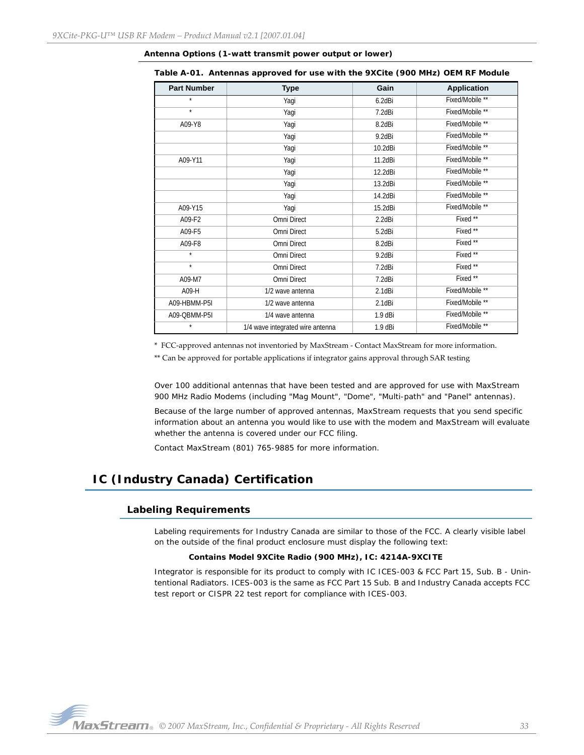**Antenna Options (1-watt transmit power output or lower)**

**Table A-01. Antennas approved for use with the 9XCite (900 MHz) OEM RF Module**

| Part Number | Type | Gain | Application |
|---|---|---|---|
| * | Yagi | 6.2dBi | Fixed/Mobile ** |
| * | Yagi | 7.2dBi | Fixed/Mobile ** |
| A09-Y8 | Yagi | 8.2dBi | Fixed/Mobile ** |
| | Yagi | 9.2dBi | Fixed/Mobile ** |
| | Yagi | 10.2dBi | Fixed/Mobile ** |
| A09-Y11 | Yagi | 11.2dBi | Fixed/Mobile ** |
| | Yagi | 12.2dBi | Fixed/Mobile ** |
| | Yagi | 13.2dBi | Fixed/Mobile ** |
| | Yagi | 14.2dBi | Fixed/Mobile ** |
| A09-Y15 | Yagi | 15.2dBi | Fixed/Mobile ** |
| A09-F2 | Omni Direct | 2.2dBi | Fixed ** |
| A09-F5 | Omni Direct | 5.2dBi | Fixed ** |
| A09-F8 | Omni Direct | 8.2dBi | Fixed ** |
| * | Omni Direct | 9.2dBi | Fixed ** |
| * | Omni Direct | 7.2dBi | Fixed ** |
| A09-M7 | Omni Direct | 7.2dBi | Fixed ** |
| A09-H | 1/2 wave antenna | 2.1dBi | Fixed/Mobile ** |
| A09-HBMM-P5I | 1/2 wave antenna | 2.1dBi | Fixed/Mobile ** |
| A09-QBMM-P5I | 1/4 wave antenna | 1.9 dBi | Fixed/Mobile ** |
| * | 1/4 wave integrated wire antenna | 1.9 dBi | Fixed/Mobile ** |

* FCC-approved antennas not inventoried by MaxStream - Contact MaxStream for more information.

** Can be approved for portable applications if integrator gains approval through SAR testing

Over 100 additional antennas that have been tested and are approved for use with MaxStream 900 MHz Radio Modems (including "Mag Mount", "Dome", "Multi-path" and "Panel" antennas).

Because of the large number of approved antennas, MaxStream requests that you send specific information about an antenna you would like to use with the modem and MaxStream will evaluate whether the antenna is covered under our FCC filing.

Contact MaxStream (801) 765-9885 for more information.

# IC (Industry Canada) Certification

## Labeling Requirements

Labeling requirements for Industry Canada are similar to those of the FCC. A clearly visible label on the outside of the final product enclosure must display the following text:

**Contains Model 9XCite Radio (900 MHz), IC: 4214A-9XCITE**

Integrator is responsible for its product to comply with IC ICES-003 & FCC Part 15, Sub. B - Unintentional Radiators. ICES-003 is the same as FCC Part 15 Sub. B and Industry Canada accepts FCC test report or CISPR 22 test report for compliance with ICES-003.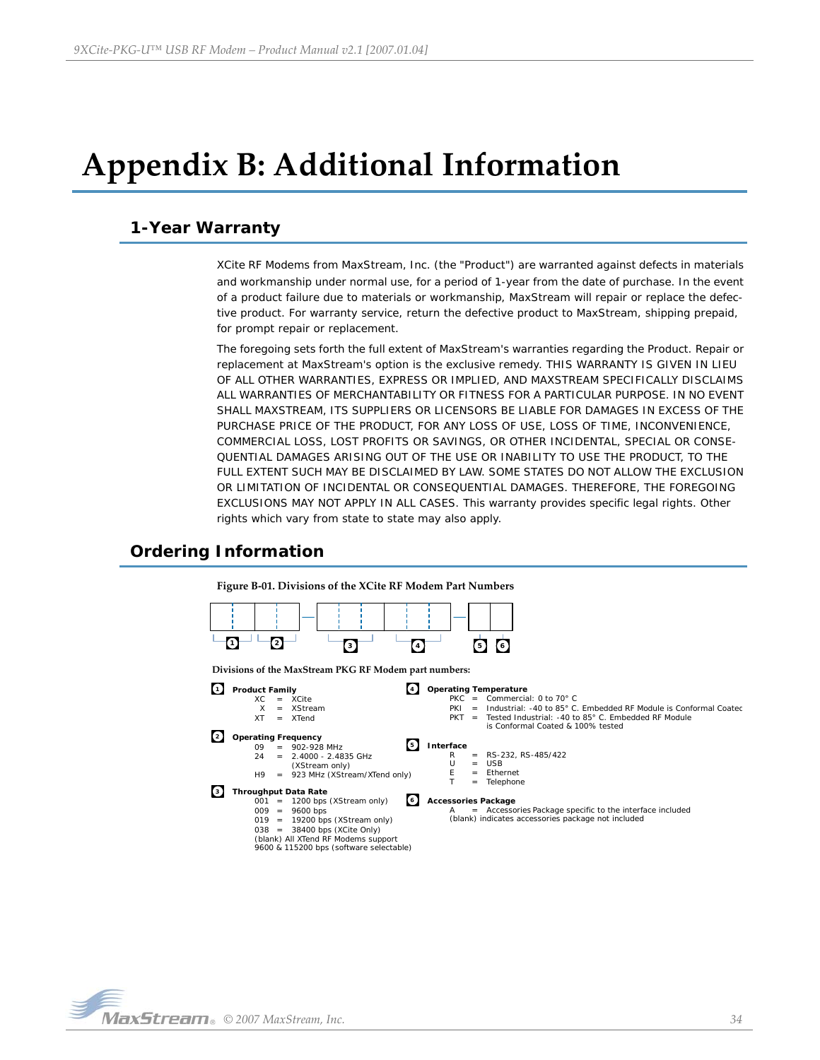# Appendix B: Additional Information

## 1-Year Warranty

XCite RF Modems from MaxStream, Inc. (the "Product") are warranted against defects in materials and workmanship under normal use, for a period of 1-year from the date of purchase. In the event of a product failure due to materials or workmanship, MaxStream will repair or replace the defective product. For warranty service, return the defective product to MaxStream, shipping prepaid, for prompt repair or replacement.

The foregoing sets forth the full extent of MaxStream's warranties regarding the Product. Repair or replacement at MaxStream's option is the exclusive remedy. THIS WARRANTY IS GIVEN IN LIEU OF ALL OTHER WARRANTIES, EXPRESS OR IMPLIED, AND MAXSTREAM SPECIFICALLY DISCLAIMS ALL WARRANTIES OF MERCHANTABILITY OR FITNESS FOR A PARTICULAR PURPOSE. IN NO EVENT SHALL MAXSTREAM, ITS SUPPLIERS OR LICENSORS BE LIABLE FOR DAMAGES IN EXCESS OF THE PURCHASE PRICE OF THE PRODUCT, FOR ANY LOSS OF USE, LOSS OF TIME, INCONVENIENCE, COMMERCIAL LOSS, LOST PROFITS OR SAVINGS, OR OTHER INCIDENTAL, SPECIAL OR CONSEQUENTIAL DAMAGES ARISING OUT OF THE USE OR INABILITY TO USE THE PRODUCT, TO THE FULL EXTENT SUCH MAY BE DISCLAIMED BY LAW. SOME STATES DO NOT ALLOW THE EXCLUSION OR LIMITATION OF INCIDENTAL OR CONSEQUENTIAL DAMAGES. THEREFORE, THE FOREGOING EXCLUSIONS MAY NOT APPLY IN ALL CASES. This warranty provides specific legal rights. Other rights which vary from state to state may also apply.

## Ordering Information

**Figure B-01. Divisions of the XCite RF Modem Part Numbers**

**Divisions of the MaxStream PKG RF Modem part numbers:**

**1 Product Family**
- XC = XCite
- X = XStream
- XT = XTend

**2 Operating Frequency**
- 09 = 902-928 MHz
- 24 = 2.4000 - 2.4835 GHz (XStream only)
- H9 = 923 MHz (XStream/XTend only)

**3 Throughput Data Rate**
- 001 = 1200 bps (XStream only)
- 009 = 9600 bps
- 019 = 19200 bps (XStream only)
- 038 = 38400 bps (XCite Only)
- (blank) All XTend RF Modems support 9600 & 115200 bps (software selectable)

**4 Operating Temperature**
- PKC = Commercial: 0 to 70° C
- PKI = Industrial: -40 to 85° C. Embedded RF Module is Conformal Coatec
- PKT = Tested Industrial: -40 to 85° C. Embedded RF Module is Conformal Coated & 100% tested

**5 Interface**
- R = RS-232, RS-485/422
- U = USB
- E = Ethernet
- T = Telephone

**6 Accessories Package**
- A = Accessories Package specific to the interface included
- (blank) indicates accessories package not included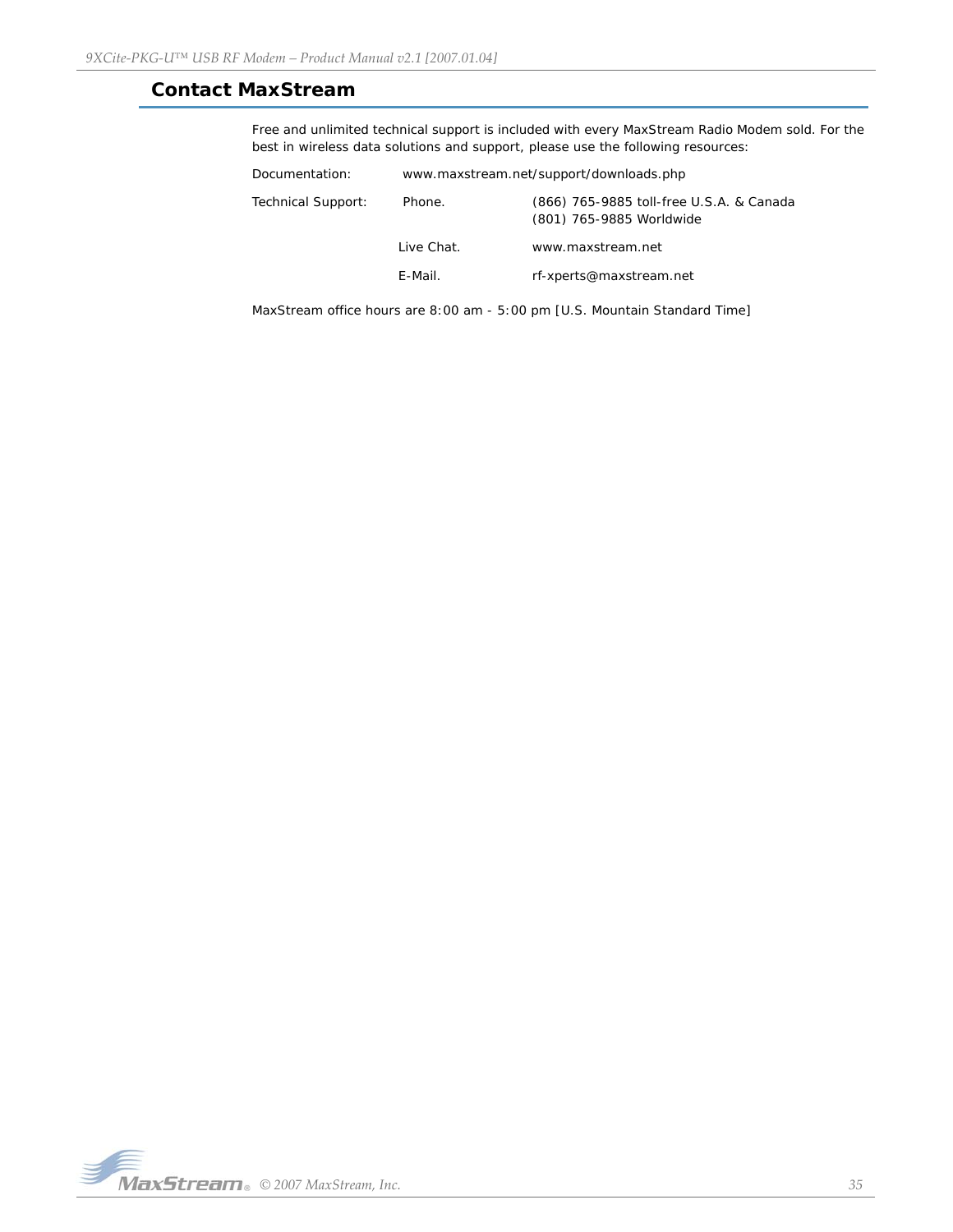# Contact MaxStream

Free and unlimited technical support is included with every MaxStream Radio Modem sold. For the best in wireless data solutions and support, please use the following resources:

| | | |
|---|---|---|
| Documentation: | www.maxstream.net/support/downloads.php | |
| Technical Support: | Phone. | (866) 765-9885 toll-free U.S.A. & Canada<br>(801) 765-9885 Worldwide |
| | Live Chat. | www.maxstream.net |
| | E-Mail. | rf-xperts@maxstream.net |

MaxStream office hours are 8:00 am - 5:00 pm [U.S. Mountain Standard Time]